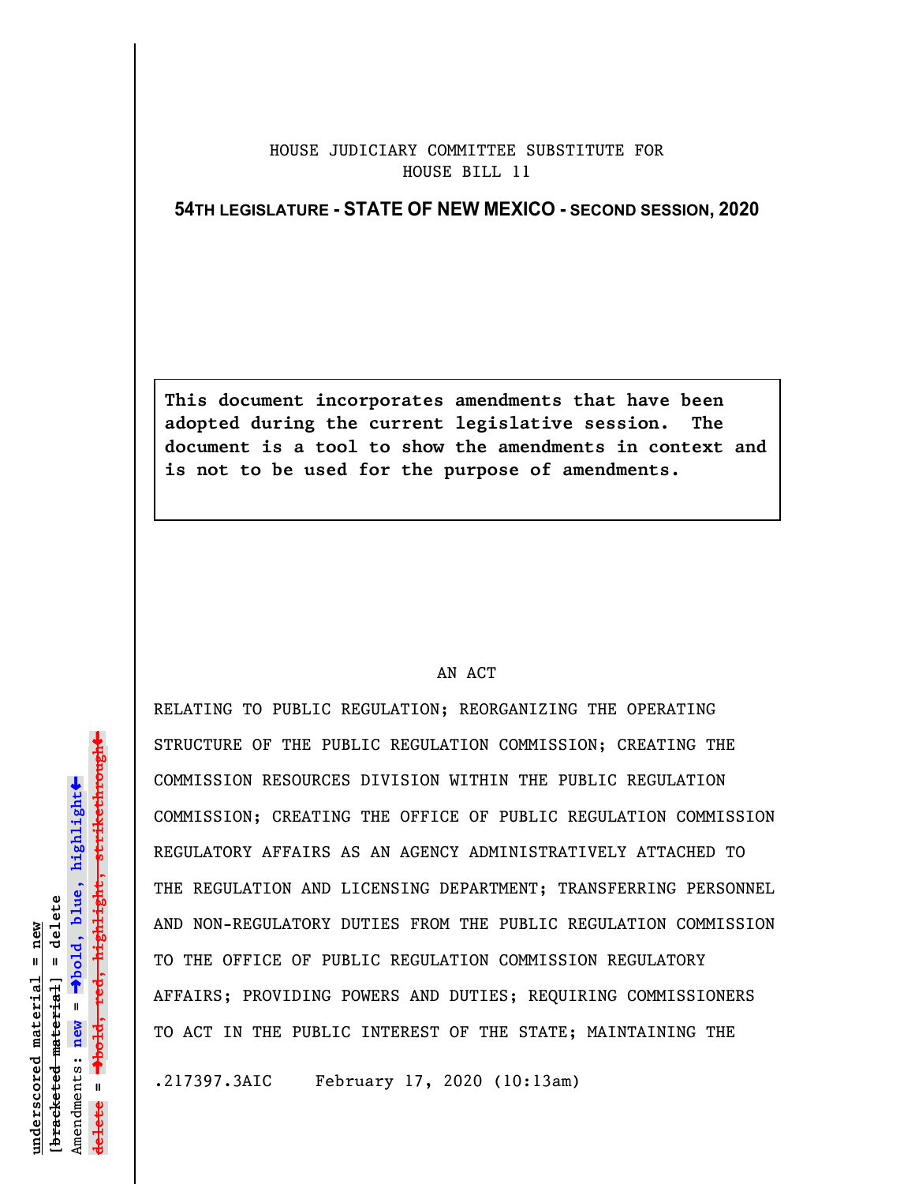HOUSE JUDICIARY COMMITTEE SUBSTITUTE FOR
HOUSE BILL 11

**54TH LEGISLATURE - STATE OF NEW MEXICO - SECOND SESSION, 2020**

**This document incorporates amendments that have been adopted during the current legislative session. The document is a tool to show the amendments in context and is not to be used for the purpose of amendments.**

AN ACT

RELATING TO PUBLIC REGULATION; REORGANIZING THE OPERATING STRUCTURE OF THE PUBLIC REGULATION COMMISSION; CREATING THE COMMISSION RESOURCES DIVISION WITHIN THE PUBLIC REGULATION COMMISSION; CREATING THE OFFICE OF PUBLIC REGULATION COMMISSION REGULATORY AFFAIRS AS AN AGENCY ADMINISTRATIVELY ATTACHED TO THE REGULATION AND LICENSING DEPARTMENT; TRANSFERRING PERSONNEL AND NON-REGULATORY DUTIES FROM THE PUBLIC REGULATION COMMISSION TO THE OFFICE OF PUBLIC REGULATION COMMISSION REGULATORY AFFAIRS; PROVIDING POWERS AND DUTIES; REQUIRING COMMISSIONERS TO ACT IN THE PUBLIC INTEREST OF THE STATE; MAINTAINING THE

.217397.3AIC February 17, 2020 (10:13am)

underscored material = new
[bracketed material] = delete
Amendments: new = →bold, blue, highlight←
delete = →bold, red, highlight, strikethrough←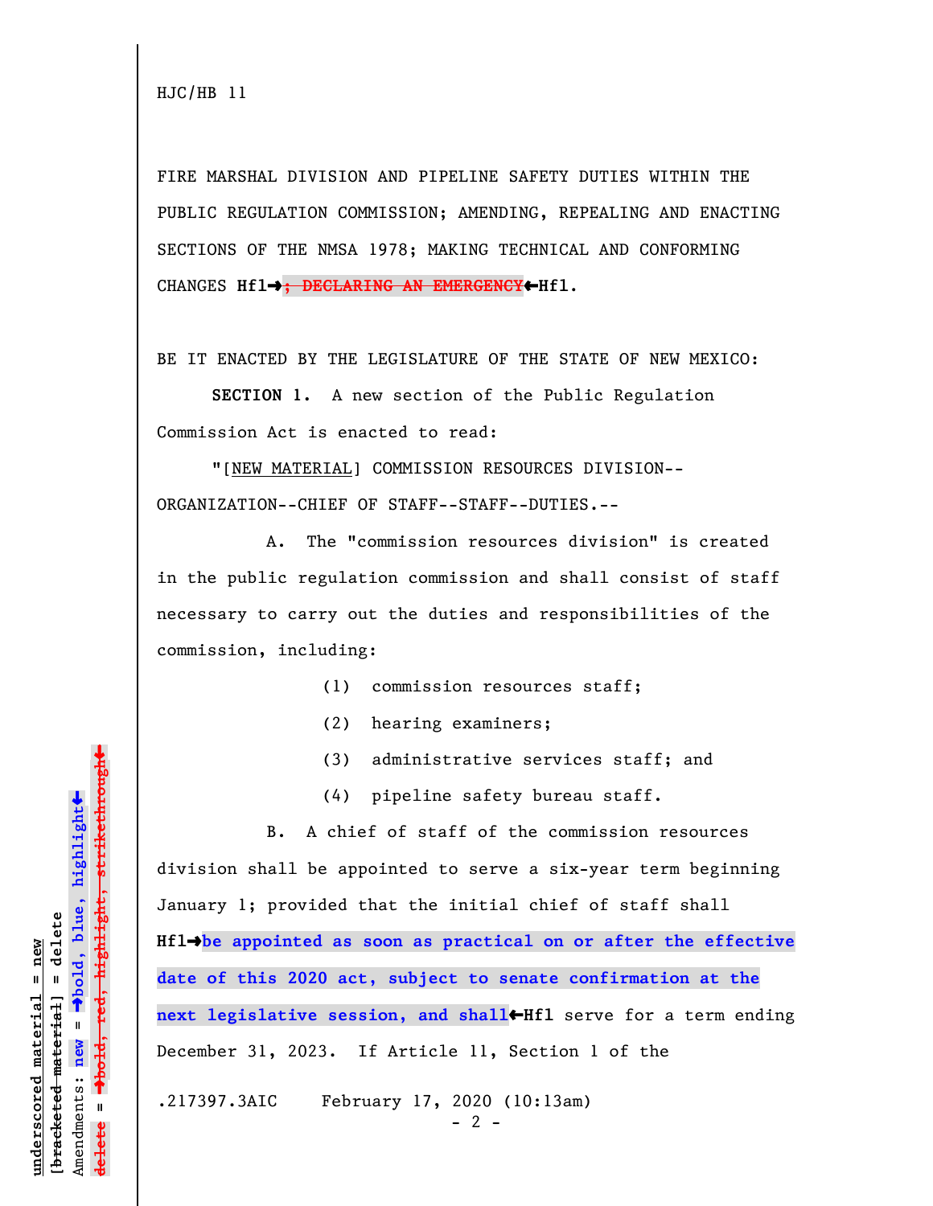HJC/HB 11

FIRE MARSHAL DIVISION AND PIPELINE SAFETY DUTIES WITHIN THE PUBLIC REGULATION COMMISSION; AMENDING, REPEALING AND ENACTING SECTIONS OF THE NMSA 1978; MAKING TECHNICAL AND CONFORMING CHANGES **Hfl→**~~; DECLARING AN EMERGENCY~~**←Hfl**.

BE IT ENACTED BY THE LEGISLATURE OF THE STATE OF NEW MEXICO:

**SECTION 1.** A new section of the Public Regulation Commission Act is enacted to read:

"[NEW MATERIAL] COMMISSION RESOURCES DIVISION--ORGANIZATION--CHIEF OF STAFF--STAFF--DUTIES.--

A. The "commission resources division" is created in the public regulation commission and shall consist of staff necessary to carry out the duties and responsibilities of the commission, including:

(1) commission resources staff;

(2) hearing examiners;

(3) administrative services staff; and

(4) pipeline safety bureau staff.

B. A chief of staff of the commission resources division shall be appointed to serve a six-year term beginning January 1; provided that the initial chief of staff shall **Hfl→be appointed as soon as practical on or after the effective date of this 2020 act, subject to senate confirmation at the next legislative session, and shall←Hfl** serve for a term ending December 31, 2023. If Article 11, Section 1 of the

.217397.3AIC February 17, 2020 (10:13am)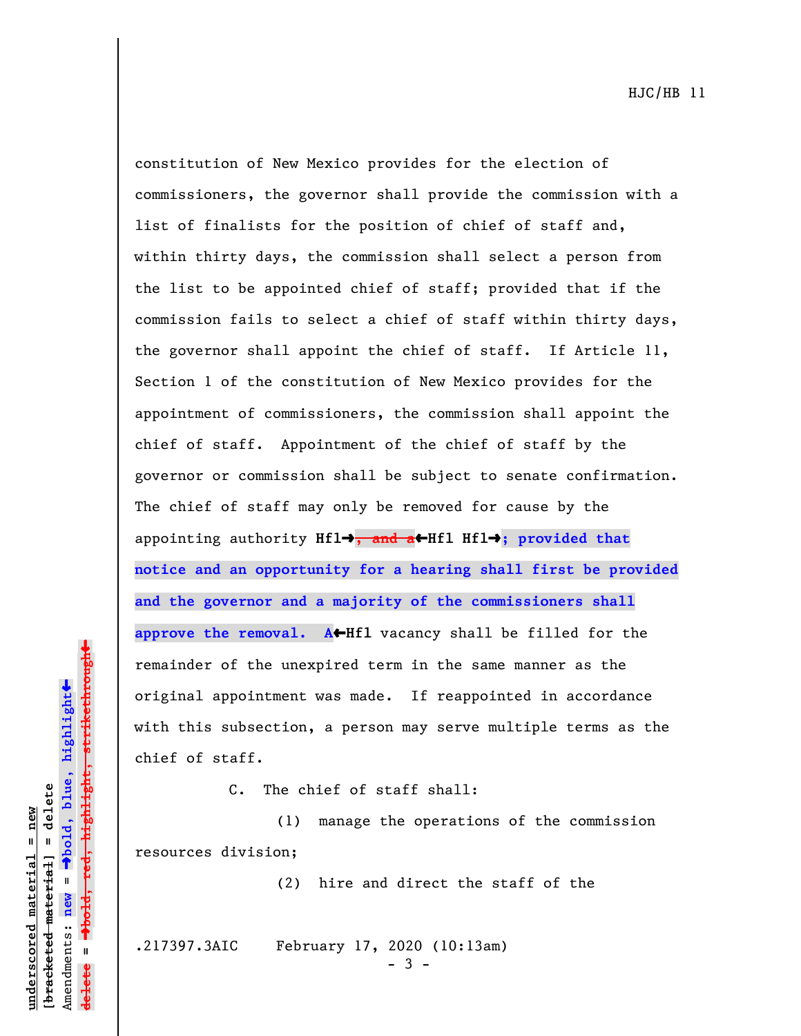constitution of New Mexico provides for the election of commissioners, the governor shall provide the commission with a list of finalists for the position of chief of staff and, within thirty days, the commission shall select a person from the list to be appointed chief of staff; provided that if the commission fails to select a chief of staff within thirty days, the governor shall appoint the chief of staff. If Article 11, Section 1 of the constitution of New Mexico provides for the appointment of commissioners, the commission shall appoint the chief of staff. Appointment of the chief of staff by the governor or commission shall be subject to senate confirmation. The chief of staff may only be removed for cause by the appointing authority **Hfl➔**~~, and a~~**←Hfl Hfl➔; provided that notice and an opportunity for a hearing shall first be provided and the governor and a majority of the commissioners shall approve the removal. A←Hfl** vacancy shall be filled for the remainder of the unexpired term in the same manner as the original appointment was made. If reappointed in accordance with this subsection, a person may serve multiple terms as the chief of staff.

C. The chief of staff shall:

(1) manage the operations of the commission resources division;

(2) hire and direct the staff of the

.217397.3AIC February 17, 2020 (10:13am)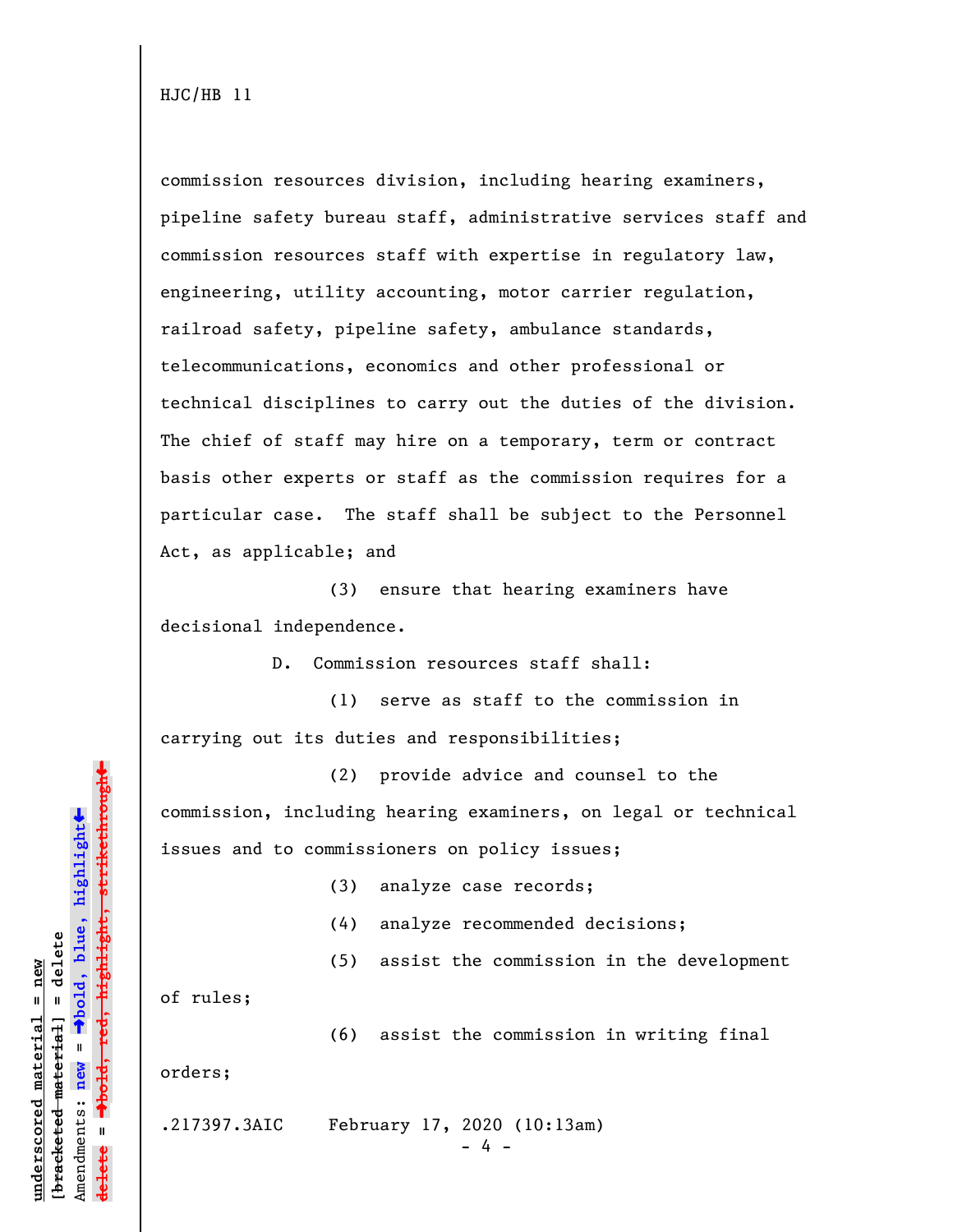commission resources division, including hearing examiners, pipeline safety bureau staff, administrative services staff and commission resources staff with expertise in regulatory law, engineering, utility accounting, motor carrier regulation, railroad safety, pipeline safety, ambulance standards, telecommunications, economics and other professional or technical disciplines to carry out the duties of the division. The chief of staff may hire on a temporary, term or contract basis other experts or staff as the commission requires for a particular case. The staff shall be subject to the Personnel Act, as applicable; and

(3) ensure that hearing examiners have decisional independence.

D. Commission resources staff shall:

(1) serve as staff to the commission in carrying out its duties and responsibilities;

(2) provide advice and counsel to the commission, including hearing examiners, on legal or technical issues and to commissioners on policy issues;

(3) analyze case records;

(4) analyze recommended decisions;

(5) assist the commission in the development of rules;

(6) assist the commission in writing final orders;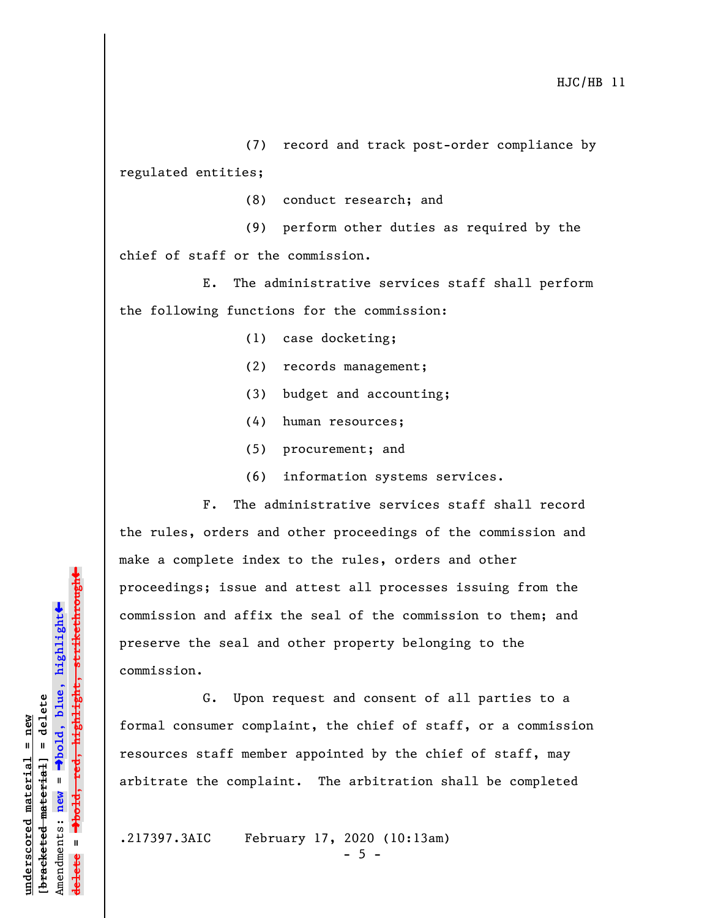(7) record and track post-order compliance by regulated entities;

(8) conduct research; and

(9) perform other duties as required by the chief of staff or the commission.

E. The administrative services staff shall perform the following functions for the commission:

(1) case docketing;

(2) records management;

(3) budget and accounting;

(4) human resources;

(5) procurement; and

(6) information systems services.

F. The administrative services staff shall record the rules, orders and other proceedings of the commission and make a complete index to the rules, orders and other proceedings; issue and attest all processes issuing from the commission and affix the seal of the commission to them; and preserve the seal and other property belonging to the commission.

G. Upon request and consent of all parties to a formal consumer complaint, the chief of staff, or a commission resources staff member appointed by the chief of staff, may arbitrate the complaint. The arbitration shall be completed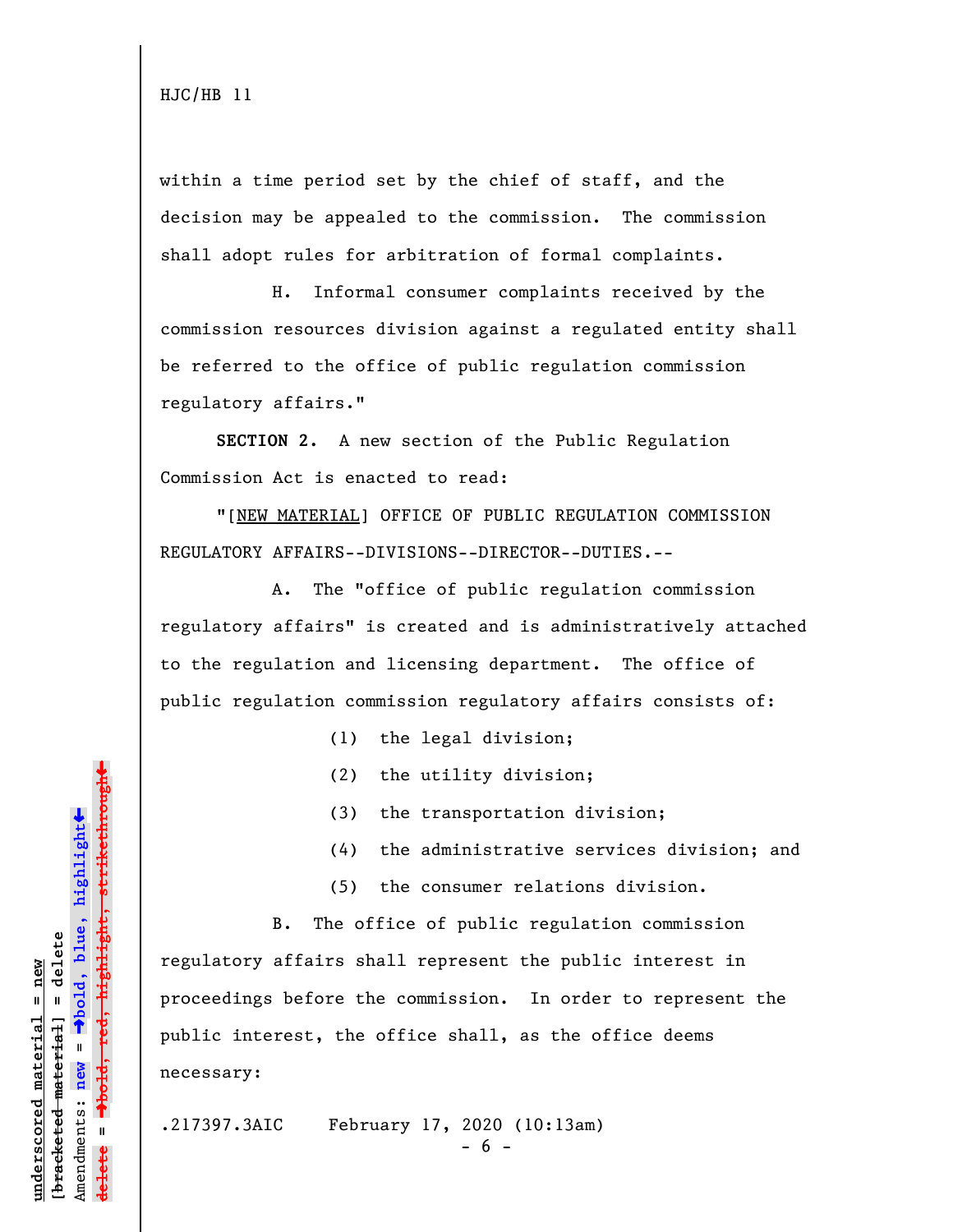within a time period set by the chief of staff, and the decision may be appealed to the commission. The commission shall adopt rules for arbitration of formal complaints.

H. Informal consumer complaints received by the commission resources division against a regulated entity shall be referred to the office of public regulation commission regulatory affairs."

**SECTION 2.** A new section of the Public Regulation Commission Act is enacted to read:

"[NEW MATERIAL] OFFICE OF PUBLIC REGULATION COMMISSION REGULATORY AFFAIRS--DIVISIONS--DIRECTOR--DUTIES.--

A. The "office of public regulation commission regulatory affairs" is created and is administratively attached to the regulation and licensing department. The office of public regulation commission regulatory affairs consists of:

(1) the legal division;

(2) the utility division;

(3) the transportation division;

(4) the administrative services division; and

(5) the consumer relations division.

B. The office of public regulation commission regulatory affairs shall represent the public interest in proceedings before the commission. In order to represent the public interest, the office shall, as the office deems necessary:

.217397.3AIC February 17, 2020 (10:13am)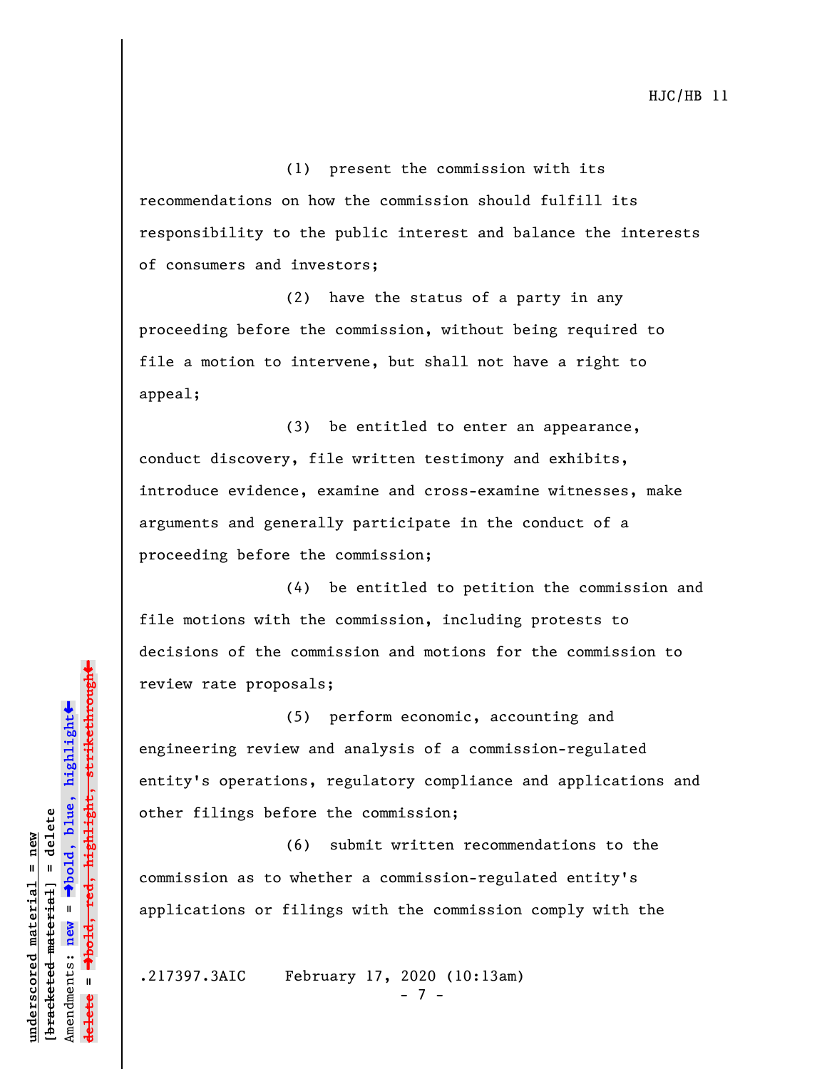(1) present the commission with its recommendations on how the commission should fulfill its responsibility to the public interest and balance the interests of consumers and investors;

(2) have the status of a party in any proceeding before the commission, without being required to file a motion to intervene, but shall not have a right to appeal;

(3) be entitled to enter an appearance, conduct discovery, file written testimony and exhibits, introduce evidence, examine and cross-examine witnesses, make arguments and generally participate in the conduct of a proceeding before the commission;

(4) be entitled to petition the commission and file motions with the commission, including protests to decisions of the commission and motions for the commission to review rate proposals;

(5) perform economic, accounting and engineering review and analysis of a commission-regulated entity's operations, regulatory compliance and applications and other filings before the commission;

(6) submit written recommendations to the commission as to whether a commission-regulated entity's applications or filings with the commission comply with the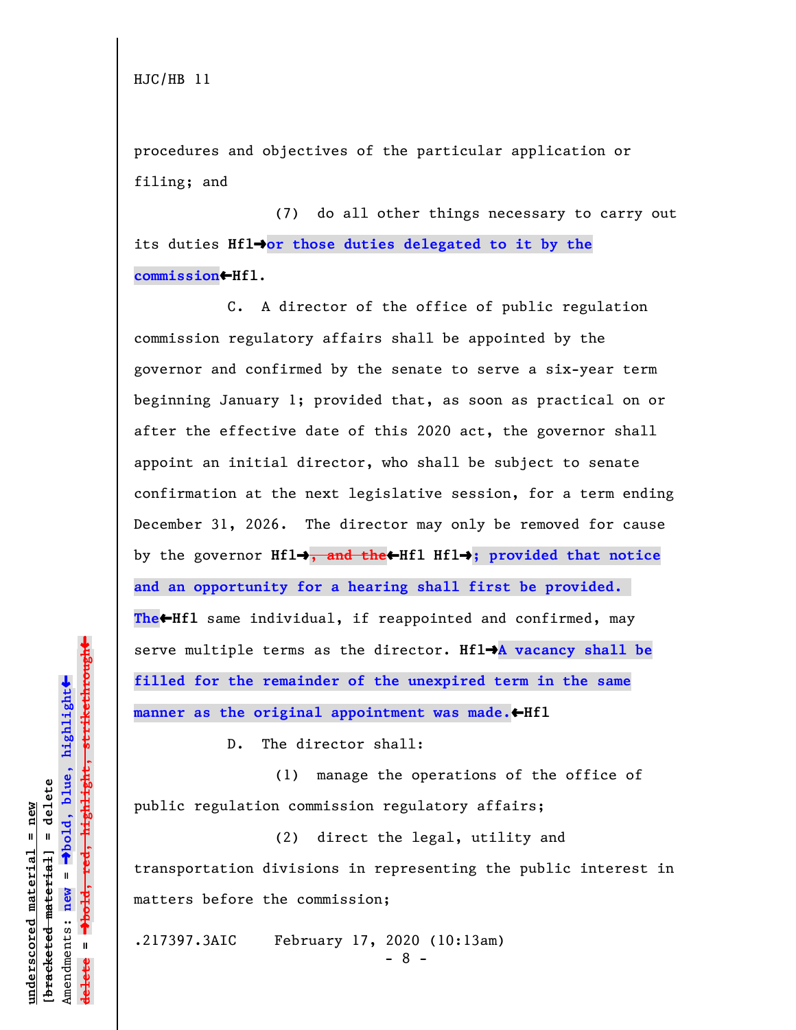procedures and objectives of the particular application or filing; and

(7) do all other things necessary to carry out its duties **Hfl→or those duties delegated to it by the commission←Hfl**.

C. A director of the office of public regulation commission regulatory affairs shall be appointed by the governor and confirmed by the senate to serve a six-year term beginning January 1; provided that, as soon as practical on or after the effective date of this 2020 act, the governor shall appoint an initial director, who shall be subject to senate confirmation at the next legislative session, for a term ending December 31, 2026. The director may only be removed for cause by the governor **Hfl→~~, and the~~←Hfl Hfl→; provided that notice and an opportunity for a hearing shall first be provided. The←Hfl** same individual, if reappointed and confirmed, may serve multiple terms as the director. **Hfl→A vacancy shall be filled for the remainder of the unexpired term in the same manner as the original appointment was made.←Hfl**

D. The director shall:

(1) manage the operations of the office of public regulation commission regulatory affairs;

(2) direct the legal, utility and transportation divisions in representing the public interest in matters before the commission;

.217397.3AIC February 17, 2020 (10:13am)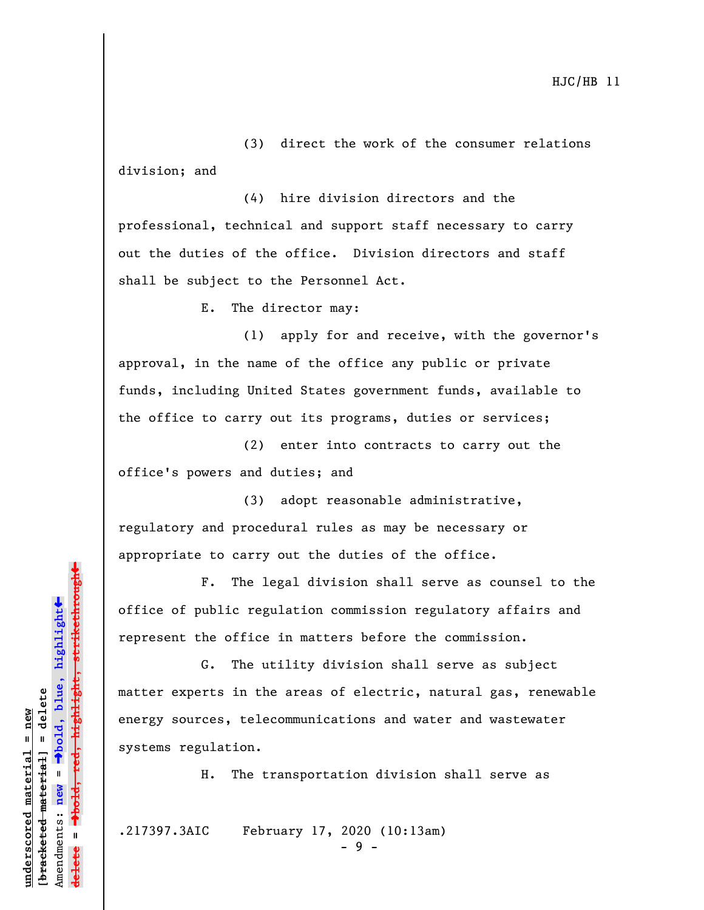(3) direct the work of the consumer relations division; and

(4) hire division directors and the professional, technical and support staff necessary to carry out the duties of the office. Division directors and staff shall be subject to the Personnel Act.

E. The director may:

(1) apply for and receive, with the governor's approval, in the name of the office any public or private funds, including United States government funds, available to the office to carry out its programs, duties or services;

(2) enter into contracts to carry out the office's powers and duties; and

(3) adopt reasonable administrative, regulatory and procedural rules as may be necessary or appropriate to carry out the duties of the office.

F. The legal division shall serve as counsel to the office of public regulation commission regulatory affairs and represent the office in matters before the commission.

G. The utility division shall serve as subject matter experts in the areas of electric, natural gas, renewable energy sources, telecommunications and water and wastewater systems regulation.

H. The transportation division shall serve as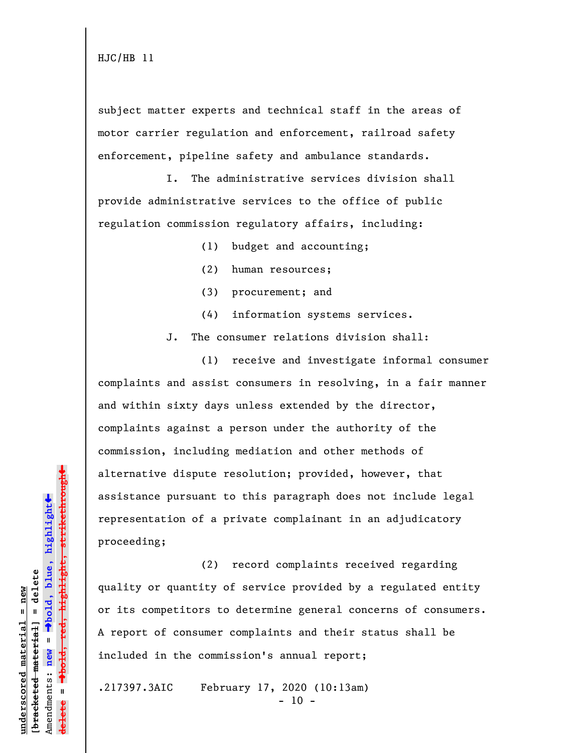subject matter experts and technical staff in the areas of motor carrier regulation and enforcement, railroad safety enforcement, pipeline safety and ambulance standards.

I. The administrative services division shall provide administrative services to the office of public regulation commission regulatory affairs, including:

(1) budget and accounting;

(2) human resources;

(3) procurement; and

(4) information systems services.

J. The consumer relations division shall:

(1) receive and investigate informal consumer complaints and assist consumers in resolving, in a fair manner and within sixty days unless extended by the director, complaints against a person under the authority of the commission, including mediation and other methods of alternative dispute resolution; provided, however, that assistance pursuant to this paragraph does not include legal representation of a private complainant in an adjudicatory proceeding;

(2) record complaints received regarding quality or quantity of service provided by a regulated entity or its competitors to determine general concerns of consumers. A report of consumer complaints and their status shall be included in the commission's annual report;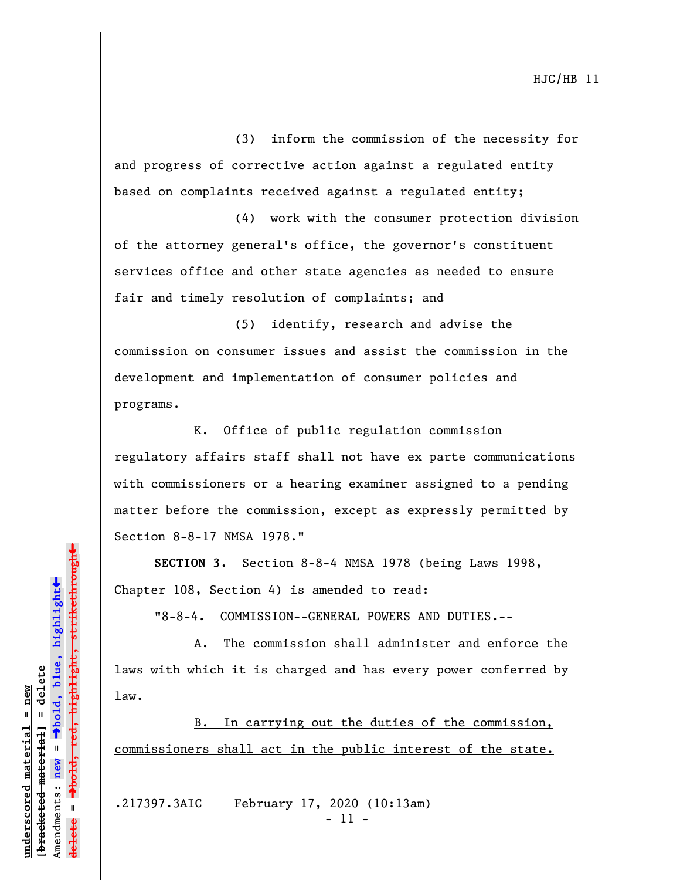(3) inform the commission of the necessity for and progress of corrective action against a regulated entity based on complaints received against a regulated entity;

(4) work with the consumer protection division of the attorney general's office, the governor's constituent services office and other state agencies as needed to ensure fair and timely resolution of complaints; and

(5) identify, research and advise the commission on consumer issues and assist the commission in the development and implementation of consumer policies and programs.

K. Office of public regulation commission regulatory affairs staff shall not have ex parte communications with commissioners or a hearing examiner assigned to a pending matter before the commission, except as expressly permitted by Section 8-8-17 NMSA 1978."

**SECTION 3.** Section 8-8-4 NMSA 1978 (being Laws 1998, Chapter 108, Section 4) is amended to read:

"8-8-4. COMMISSION--GENERAL POWERS AND DUTIES.--

A. The commission shall administer and enforce the laws with which it is charged and has every power conferred by law.

<u>B. In carrying out the duties of the commission, commissioners shall act in the public interest of the state.</u>

.217397.3AIC February 17, 2020 (10:13am)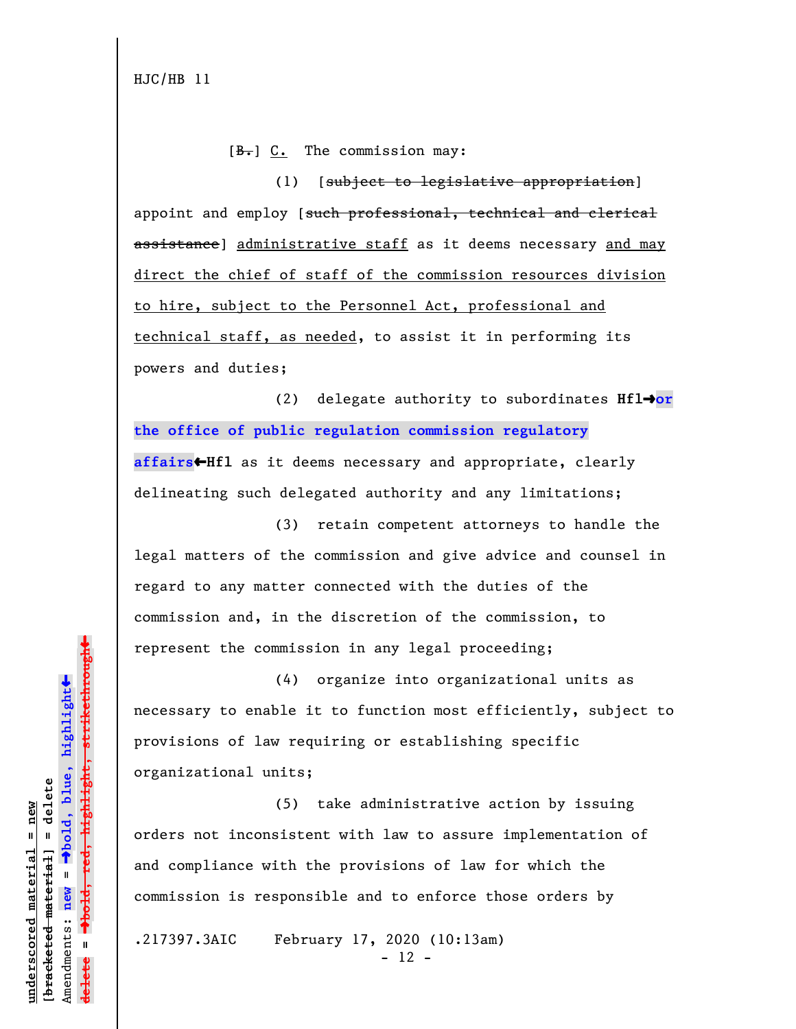HJC/HB 11

[~~B.~~] <u>C.</u> The commission may:

(1) [~~subject to legislative appropriation~~] appoint and employ [~~such professional, technical and clerical assistance~~] <u>administrative staff</u> as it deems necessary <u>and may direct the chief of staff of the commission resources division to hire, subject to the Personnel Act, professional and technical staff, as needed</u>, to assist it in performing its powers and duties;

(2) delegate authority to subordinates **Hfl➔or the office of public regulation commission regulatory affairs⬅Hfl** as it deems necessary and appropriate, clearly delineating such delegated authority and any limitations;

(3) retain competent attorneys to handle the legal matters of the commission and give advice and counsel in regard to any matter connected with the duties of the commission and, in the discretion of the commission, to represent the commission in any legal proceeding;

(4) organize into organizational units as necessary to enable it to function most efficiently, subject to provisions of law requiring or establishing specific organizational units;

(5) take administrative action by issuing orders not inconsistent with law to assure implementation of and compliance with the provisions of law for which the commission is responsible and to enforce those orders by

.217397.3AIC February 17, 2020 (10:13am)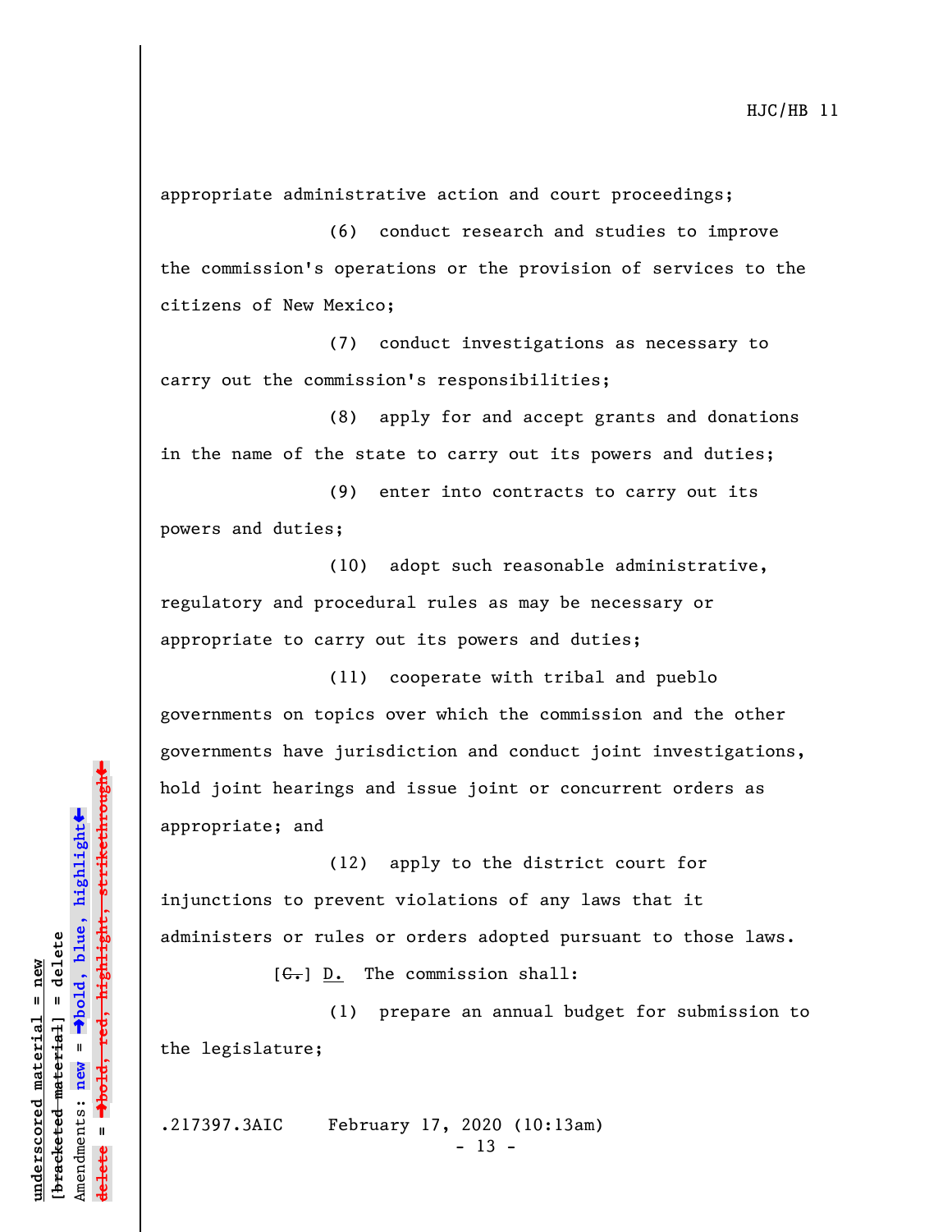appropriate administrative action and court proceedings;

(6) conduct research and studies to improve the commission's operations or the provision of services to the citizens of New Mexico;

(7) conduct investigations as necessary to carry out the commission's responsibilities;

(8) apply for and accept grants and donations in the name of the state to carry out its powers and duties;

(9) enter into contracts to carry out its powers and duties;

(10) adopt such reasonable administrative, regulatory and procedural rules as may be necessary or appropriate to carry out its powers and duties;

(11) cooperate with tribal and pueblo governments on topics over which the commission and the other governments have jurisdiction and conduct joint investigations, hold joint hearings and issue joint or concurrent orders as appropriate; and

(12) apply to the district court for injunctions to prevent violations of any laws that it administers or rules or orders adopted pursuant to those laws.

[~~C.~~] D. The commission shall:

(1) prepare an annual budget for submission to the legislature;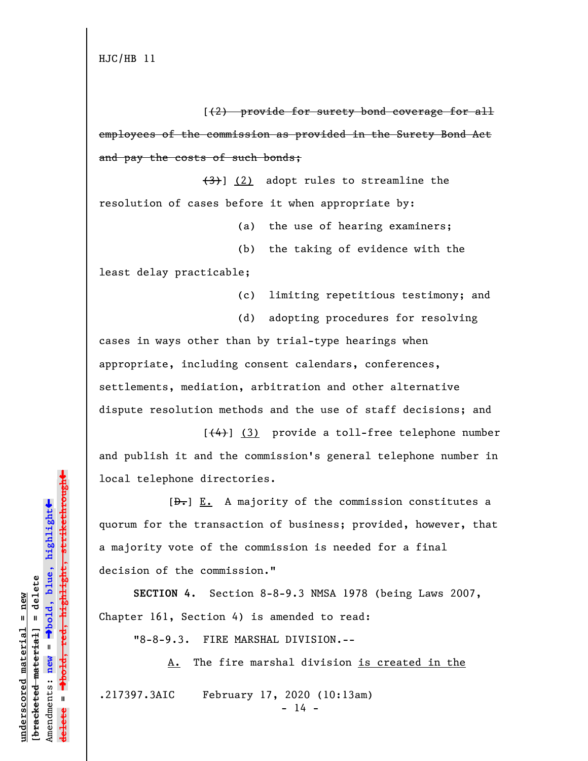[~~(2) provide for surety bond coverage for all employees of the commission as provided in the Surety Bond Act and pay the costs of such bonds;~~

~~(3)~~] <u>(2)</u> adopt rules to streamline the resolution of cases before it when appropriate by:

(a) the use of hearing examiners;

(b) the taking of evidence with the least delay practicable;

(c) limiting repetitious testimony; and

(d) adopting procedures for resolving cases in ways other than by trial-type hearings when appropriate, including consent calendars, conferences, settlements, mediation, arbitration and other alternative dispute resolution methods and the use of staff decisions; and

[~~(4)~~] <u>(3)</u> provide a toll-free telephone number and publish it and the commission's general telephone number in local telephone directories.

[~~D.~~] <u>E.</u> A majority of the commission constitutes a quorum for the transaction of business; provided, however, that a majority vote of the commission is needed for a final decision of the commission."

**SECTION 4.** Section 8-8-9.3 NMSA 1978 (being Laws 2007, Chapter 161, Section 4) is amended to read:

"8-8-9.3. FIRE MARSHAL DIVISION.--

<u>A.</u> The fire marshal division <u>is created in the</u>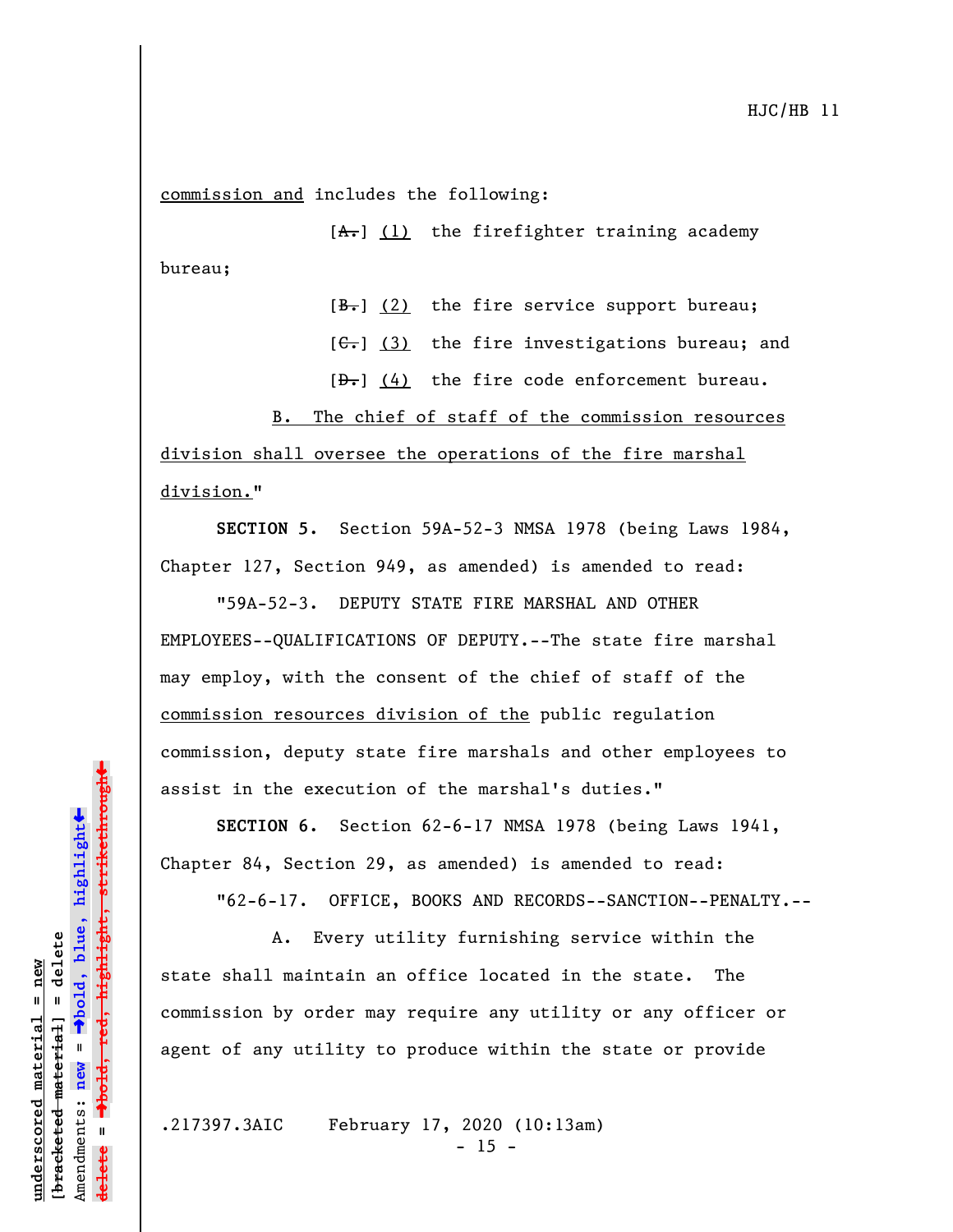commission and includes the following:

[~~A.~~] (1) the firefighter training academy bureau;

[~~B.~~] (2) the fire service support bureau;

[~~C.~~] (3) the fire investigations bureau; and

[~~D.~~] (4) the fire code enforcement bureau.

B. The chief of staff of the commission resources division shall oversee the operations of the fire marshal division."

**SECTION 5.** Section 59A-52-3 NMSA 1978 (being Laws 1984, Chapter 127, Section 949, as amended) is amended to read:

"59A-52-3. DEPUTY STATE FIRE MARSHAL AND OTHER EMPLOYEES--QUALIFICATIONS OF DEPUTY.--The state fire marshal may employ, with the consent of the chief of staff of the commission resources division of the public regulation commission, deputy state fire marshals and other employees to assist in the execution of the marshal's duties."

**SECTION 6.** Section 62-6-17 NMSA 1978 (being Laws 1941, Chapter 84, Section 29, as amended) is amended to read:

"62-6-17. OFFICE, BOOKS AND RECORDS--SANCTION--PENALTY.--

A. Every utility furnishing service within the state shall maintain an office located in the state. The commission by order may require any utility or any officer or agent of any utility to produce within the state or provide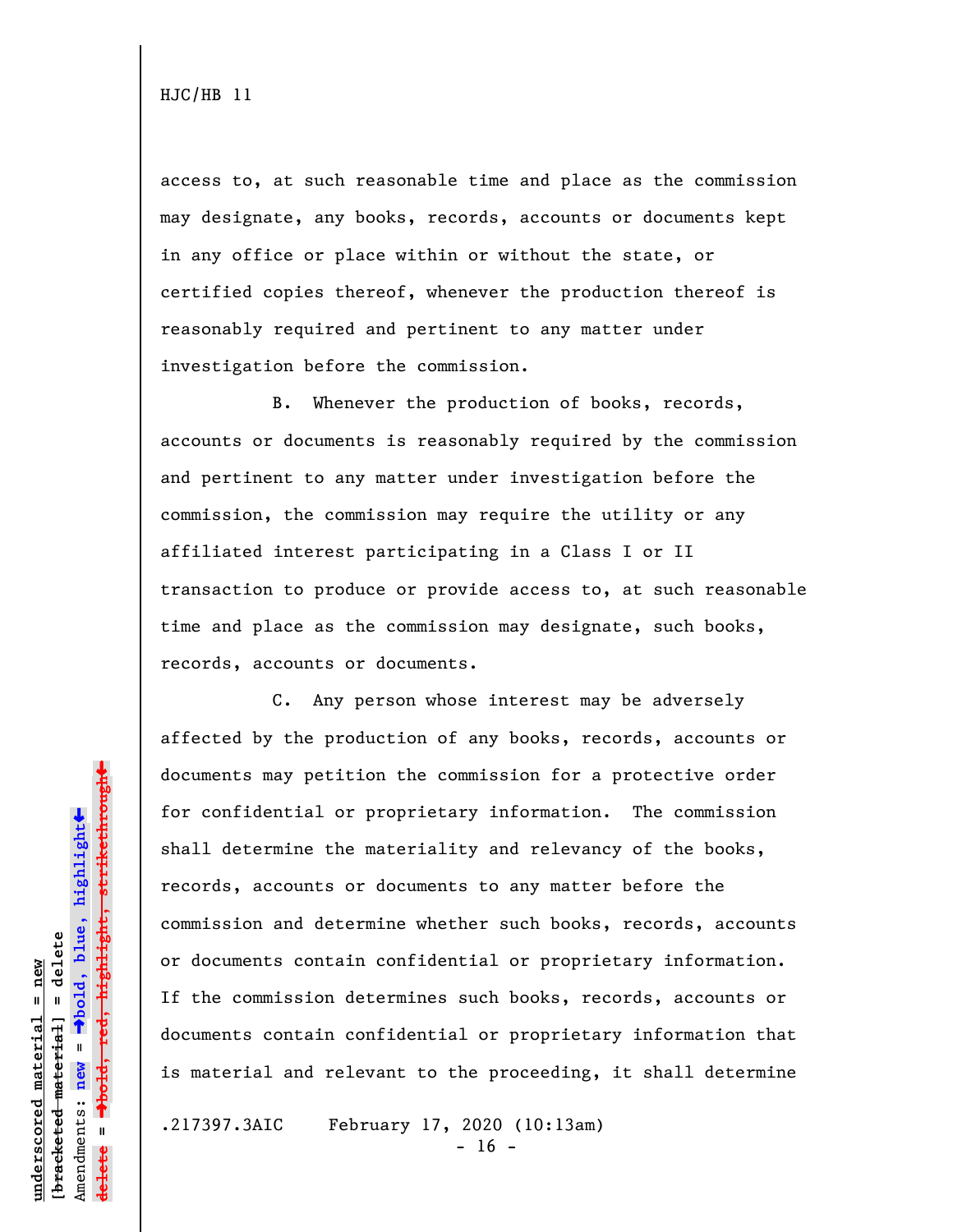access to, at such reasonable time and place as the commission may designate, any books, records, accounts or documents kept in any office or place within or without the state, or certified copies thereof, whenever the production thereof is reasonably required and pertinent to any matter under investigation before the commission.

B. Whenever the production of books, records, accounts or documents is reasonably required by the commission and pertinent to any matter under investigation before the commission, the commission may require the utility or any affiliated interest participating in a Class I or II transaction to produce or provide access to, at such reasonable time and place as the commission may designate, such books, records, accounts or documents.

C. Any person whose interest may be adversely affected by the production of any books, records, accounts or documents may petition the commission for a protective order for confidential or proprietary information. The commission shall determine the materiality and relevancy of the books, records, accounts or documents to any matter before the commission and determine whether such books, records, accounts or documents contain confidential or proprietary information. If the commission determines such books, records, accounts or documents contain confidential or proprietary information that is material and relevant to the proceeding, it shall determine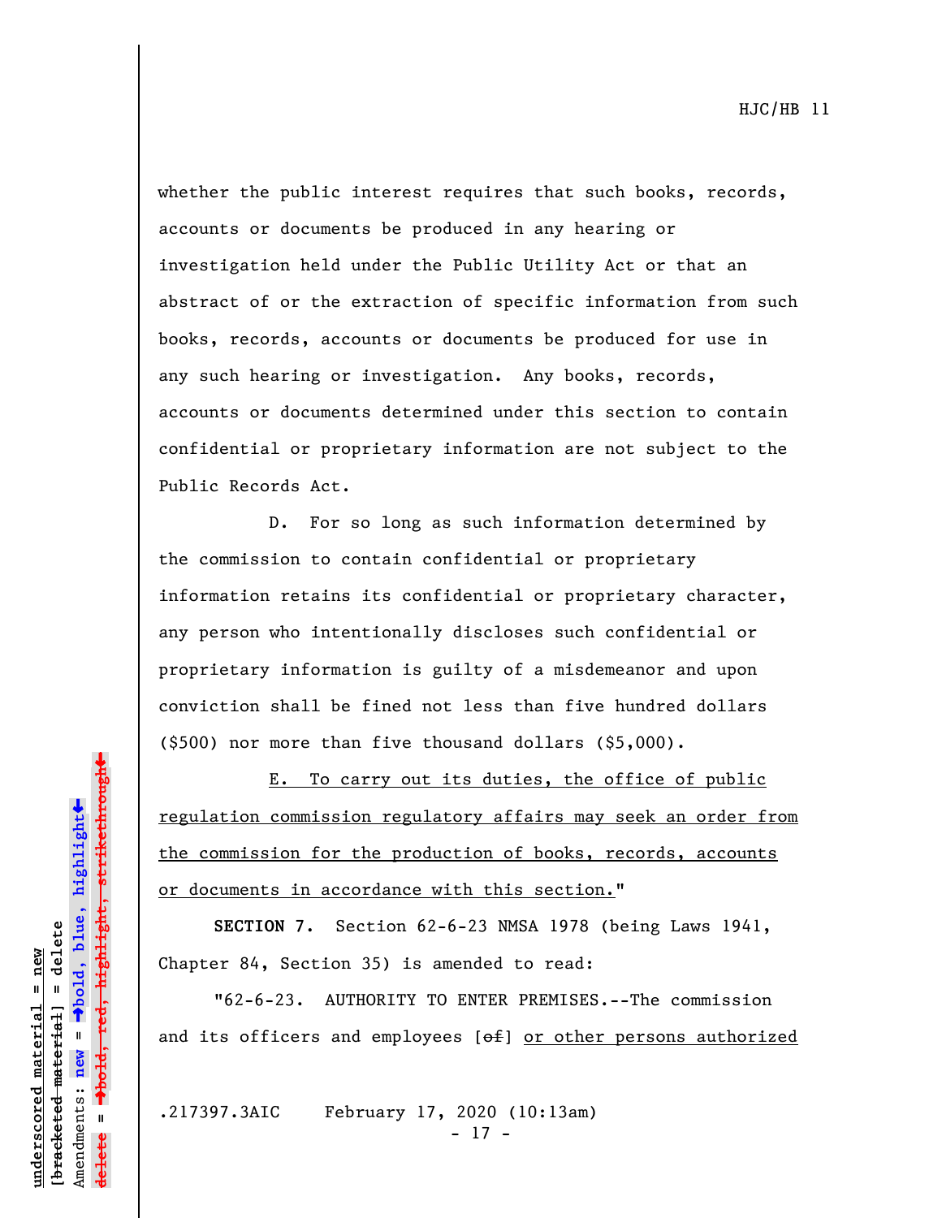whether the public interest requires that such books, records, accounts or documents be produced in any hearing or investigation held under the Public Utility Act or that an abstract of or the extraction of specific information from such books, records, accounts or documents be produced for use in any such hearing or investigation. Any books, records, accounts or documents determined under this section to contain confidential or proprietary information are not subject to the Public Records Act.

D. For so long as such information determined by the commission to contain confidential or proprietary information retains its confidential or proprietary character, any person who intentionally discloses such confidential or proprietary information is guilty of a misdemeanor and upon conviction shall be fined not less than five hundred dollars ($500) nor more than five thousand dollars ($5,000).

<u>E. To carry out its duties, the office of public regulation commission regulatory affairs may seek an order from the commission for the production of books, records, accounts or documents in accordance with this section.</u>"

**SECTION 7.** Section 62-6-23 NMSA 1978 (being Laws 1941, Chapter 84, Section 35) is amended to read:

"62-6-23. AUTHORITY TO ENTER PREMISES.--The commission and its officers and employees [~~of~~] <u>or other persons authorized</u>

.217397.3AIC February 17, 2020 (10:13am)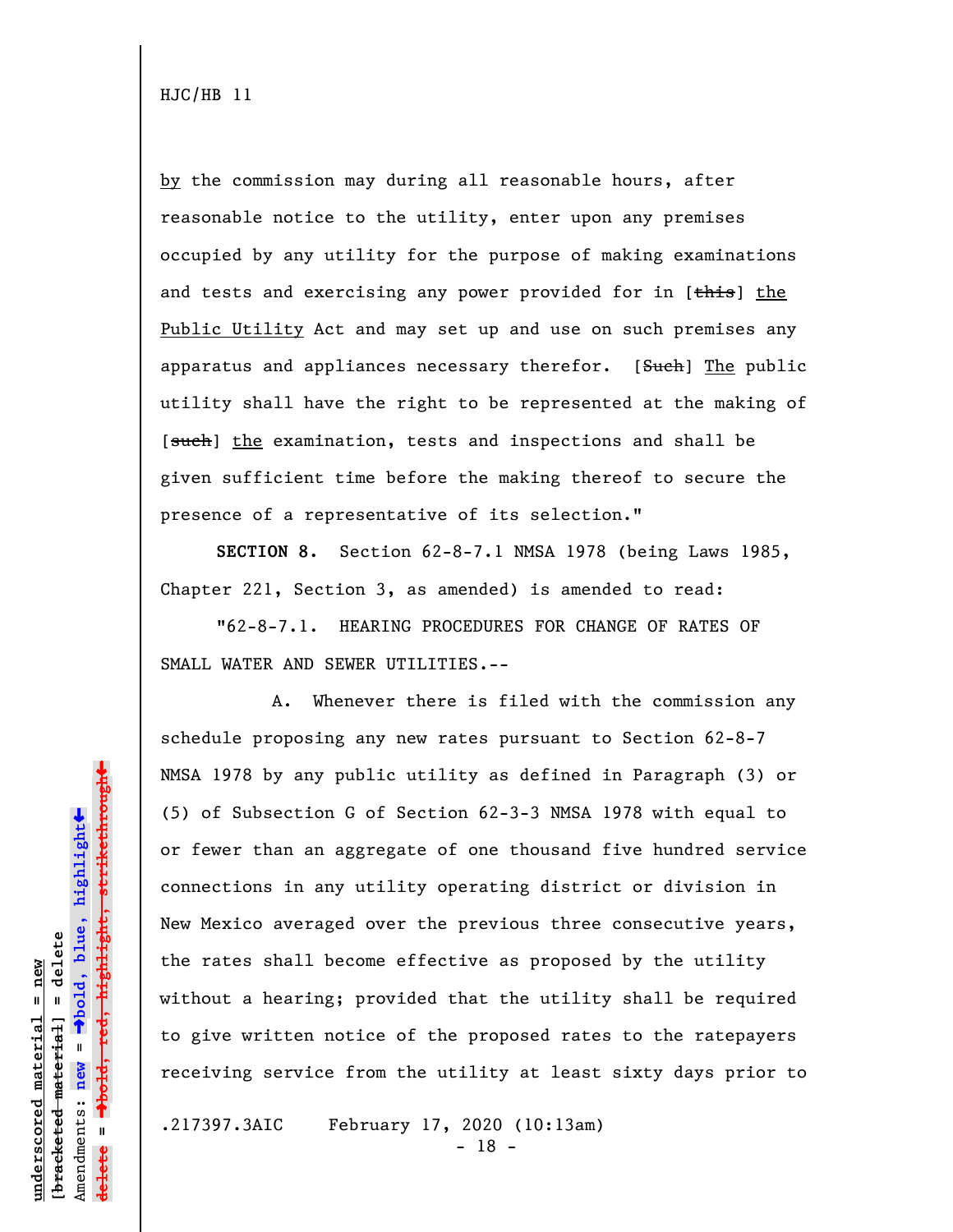by the commission may during all reasonable hours, after reasonable notice to the utility, enter upon any premises occupied by any utility for the purpose of making examinations and tests and exercising any power provided for in [~~this~~] the Public Utility Act and may set up and use on such premises any apparatus and appliances necessary therefor. [~~Such~~] The public utility shall have the right to be represented at the making of [~~such~~] the examination, tests and inspections and shall be given sufficient time before the making thereof to secure the presence of a representative of its selection."

**SECTION 8.** Section 62-8-7.1 NMSA 1978 (being Laws 1985, Chapter 221, Section 3, as amended) is amended to read:

"62-8-7.1. HEARING PROCEDURES FOR CHANGE OF RATES OF SMALL WATER AND SEWER UTILITIES.--

A. Whenever there is filed with the commission any schedule proposing any new rates pursuant to Section 62-8-7 NMSA 1978 by any public utility as defined in Paragraph (3) or (5) of Subsection G of Section 62-3-3 NMSA 1978 with equal to or fewer than an aggregate of one thousand five hundred service connections in any utility operating district or division in New Mexico averaged over the previous three consecutive years, the rates shall become effective as proposed by the utility without a hearing; provided that the utility shall be required to give written notice of the proposed rates to the ratepayers receiving service from the utility at least sixty days prior to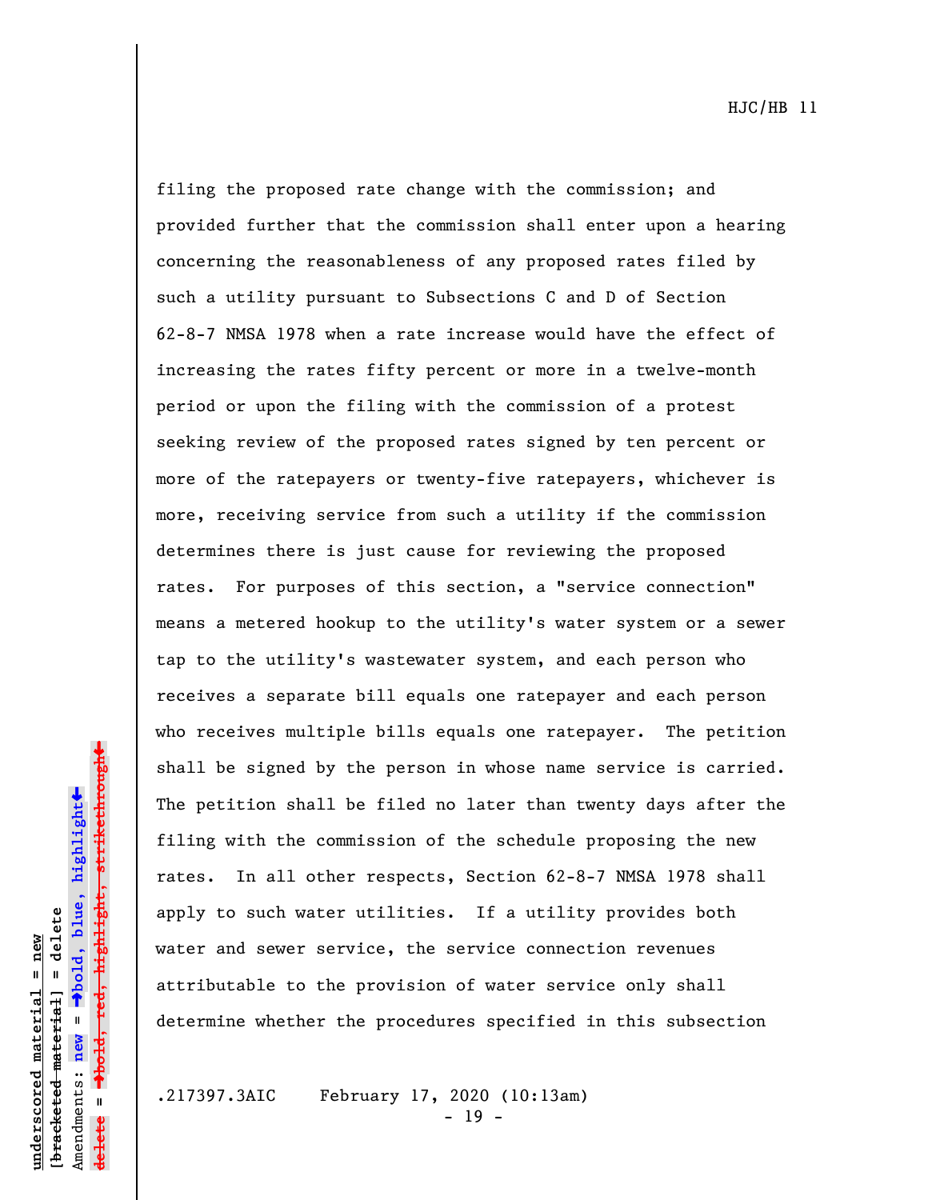filing the proposed rate change with the commission; and provided further that the commission shall enter upon a hearing concerning the reasonableness of any proposed rates filed by such a utility pursuant to Subsections C and D of Section 62-8-7 NMSA 1978 when a rate increase would have the effect of increasing the rates fifty percent or more in a twelve-month period or upon the filing with the commission of a protest seeking review of the proposed rates signed by ten percent or more of the ratepayers or twenty-five ratepayers, whichever is more, receiving service from such a utility if the commission determines there is just cause for reviewing the proposed rates. For purposes of this section, a "service connection" means a metered hookup to the utility's water system or a sewer tap to the utility's wastewater system, and each person who receives a separate bill equals one ratepayer and each person who receives multiple bills equals one ratepayer. The petition shall be signed by the person in whose name service is carried. The petition shall be filed no later than twenty days after the filing with the commission of the schedule proposing the new rates. In all other respects, Section 62-8-7 NMSA 1978 shall apply to such water utilities. If a utility provides both water and sewer service, the service connection revenues attributable to the provision of water service only shall determine whether the procedures specified in this subsection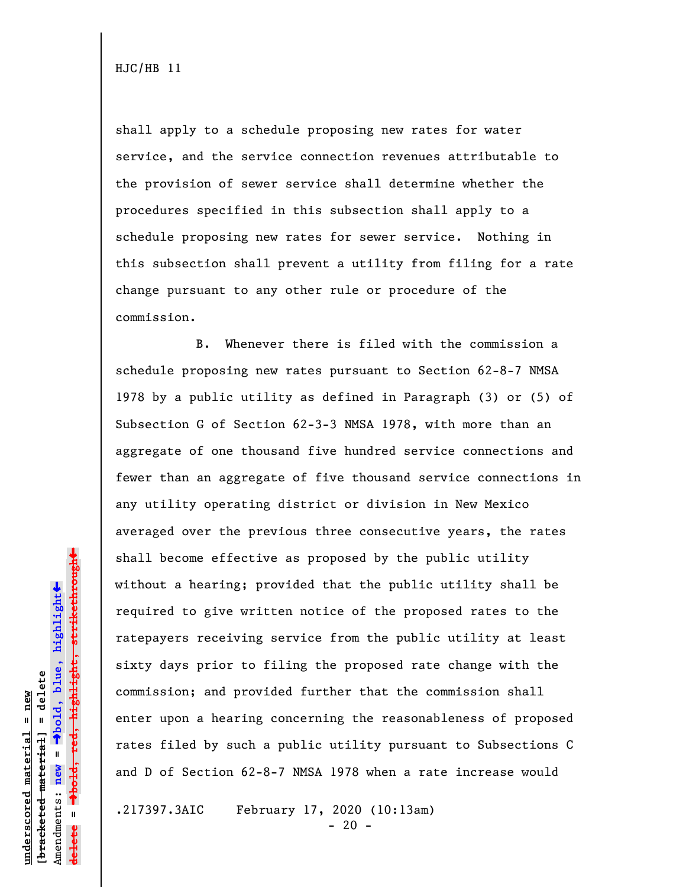shall apply to a schedule proposing new rates for water service, and the service connection revenues attributable to the provision of sewer service shall determine whether the procedures specified in this subsection shall apply to a schedule proposing new rates for sewer service. Nothing in this subsection shall prevent a utility from filing for a rate change pursuant to any other rule or procedure of the commission.

B. Whenever there is filed with the commission a schedule proposing new rates pursuant to Section 62-8-7 NMSA 1978 by a public utility as defined in Paragraph (3) or (5) of Subsection G of Section 62-3-3 NMSA 1978, with more than an aggregate of one thousand five hundred service connections and fewer than an aggregate of five thousand service connections in any utility operating district or division in New Mexico averaged over the previous three consecutive years, the rates shall become effective as proposed by the public utility without a hearing; provided that the public utility shall be required to give written notice of the proposed rates to the ratepayers receiving service from the public utility at least sixty days prior to filing the proposed rate change with the commission; and provided further that the commission shall enter upon a hearing concerning the reasonableness of proposed rates filed by such a public utility pursuant to Subsections C and D of Section 62-8-7 NMSA 1978 when a rate increase would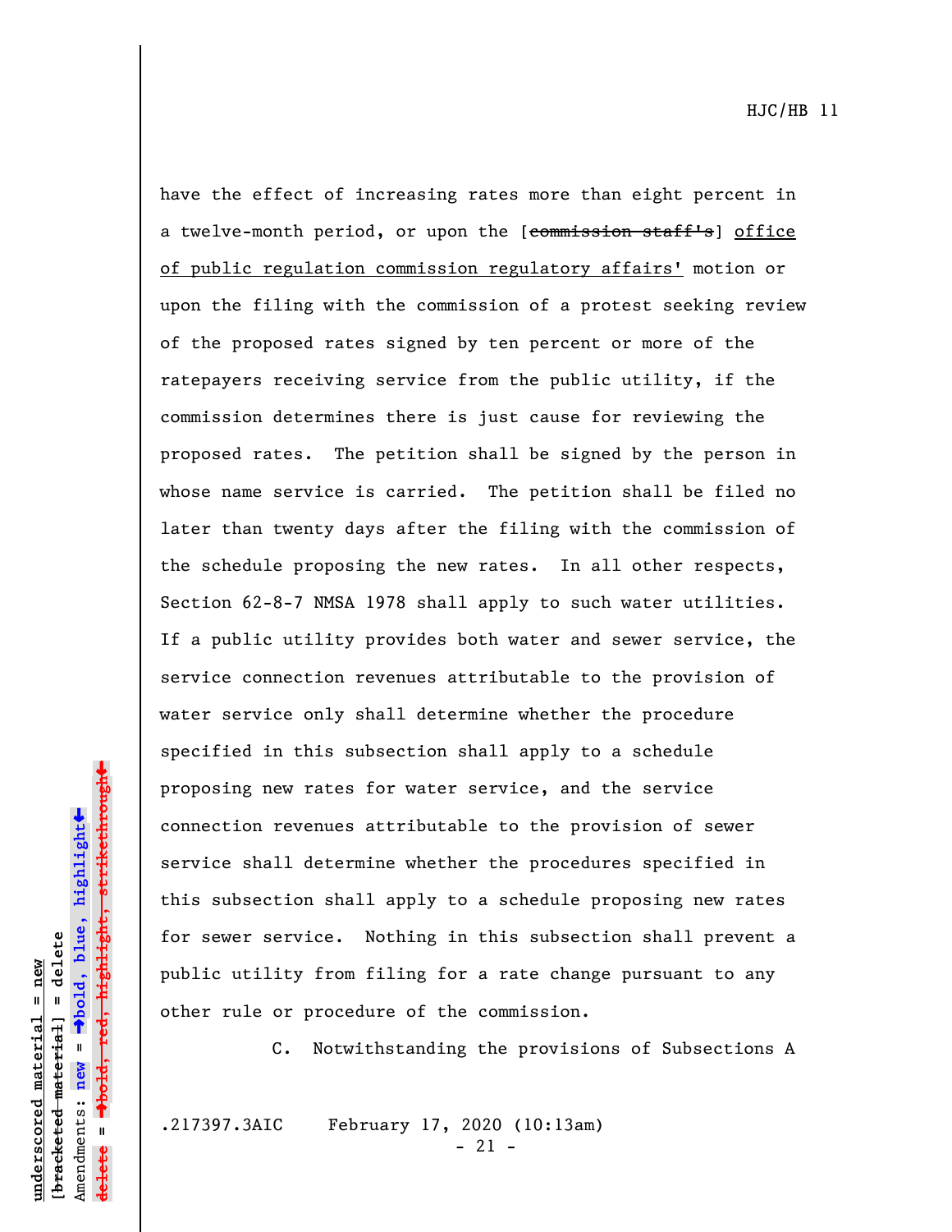have the effect of increasing rates more than eight percent in a twelve-month period, or upon the [~~commission staff's~~] office of public regulation commission regulatory affairs' motion or upon the filing with the commission of a protest seeking review of the proposed rates signed by ten percent or more of the ratepayers receiving service from the public utility, if the commission determines there is just cause for reviewing the proposed rates. The petition shall be signed by the person in whose name service is carried. The petition shall be filed no later than twenty days after the filing with the commission of the schedule proposing the new rates. In all other respects, Section 62-8-7 NMSA 1978 shall apply to such water utilities. If a public utility provides both water and sewer service, the service connection revenues attributable to the provision of water service only shall determine whether the procedure specified in this subsection shall apply to a schedule proposing new rates for water service, and the service connection revenues attributable to the provision of sewer service shall determine whether the procedures specified in this subsection shall apply to a schedule proposing new rates for sewer service. Nothing in this subsection shall prevent a public utility from filing for a rate change pursuant to any other rule or procedure of the commission.

C. Notwithstanding the provisions of Subsections A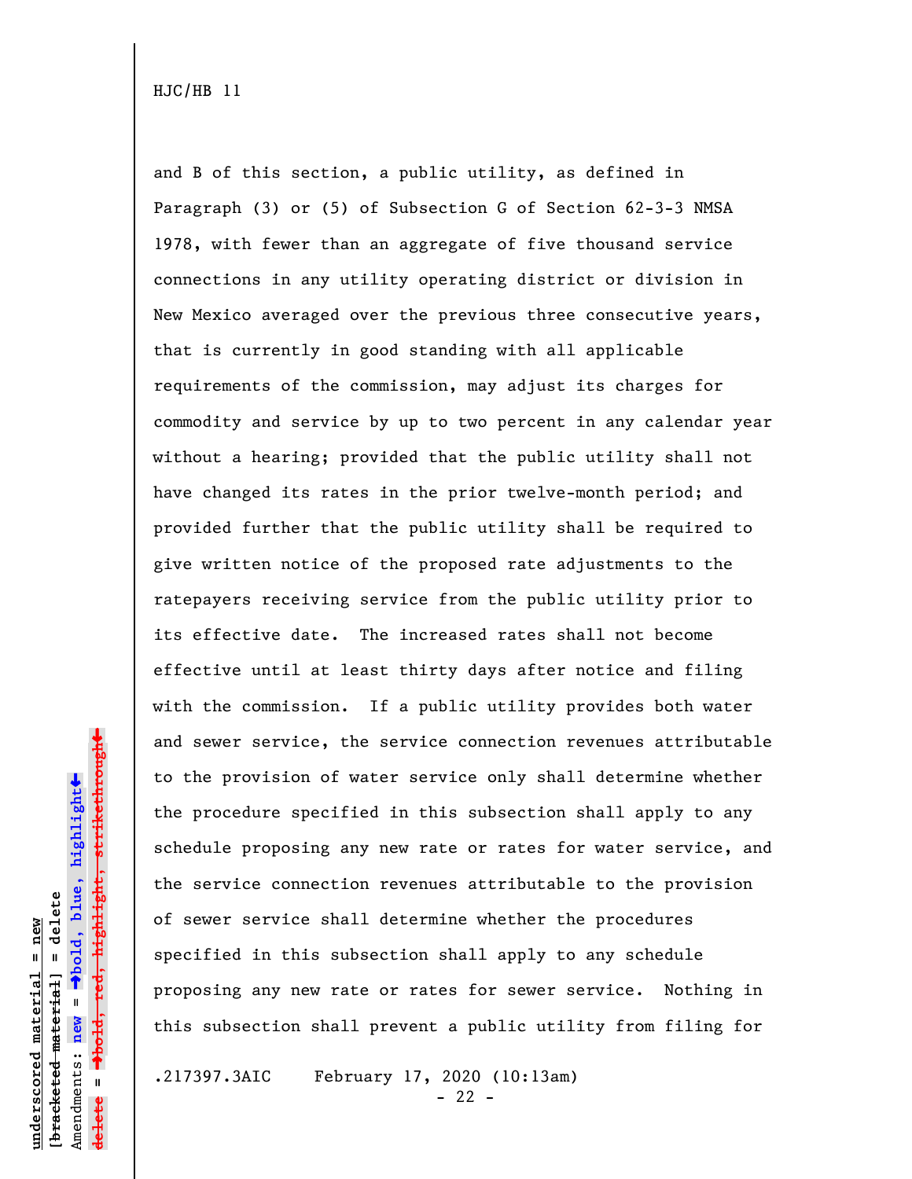and B of this section, a public utility, as defined in Paragraph (3) or (5) of Subsection G of Section 62-3-3 NMSA 1978, with fewer than an aggregate of five thousand service connections in any utility operating district or division in New Mexico averaged over the previous three consecutive years, that is currently in good standing with all applicable requirements of the commission, may adjust its charges for commodity and service by up to two percent in any calendar year without a hearing; provided that the public utility shall not have changed its rates in the prior twelve-month period; and provided further that the public utility shall be required to give written notice of the proposed rate adjustments to the ratepayers receiving service from the public utility prior to its effective date. The increased rates shall not become effective until at least thirty days after notice and filing with the commission. If a public utility provides both water and sewer service, the service connection revenues attributable to the provision of water service only shall determine whether the procedure specified in this subsection shall apply to any schedule proposing any new rate or rates for water service, and the service connection revenues attributable to the provision of sewer service shall determine whether the procedures specified in this subsection shall apply to any schedule proposing any new rate or rates for sewer service. Nothing in this subsection shall prevent a public utility from filing for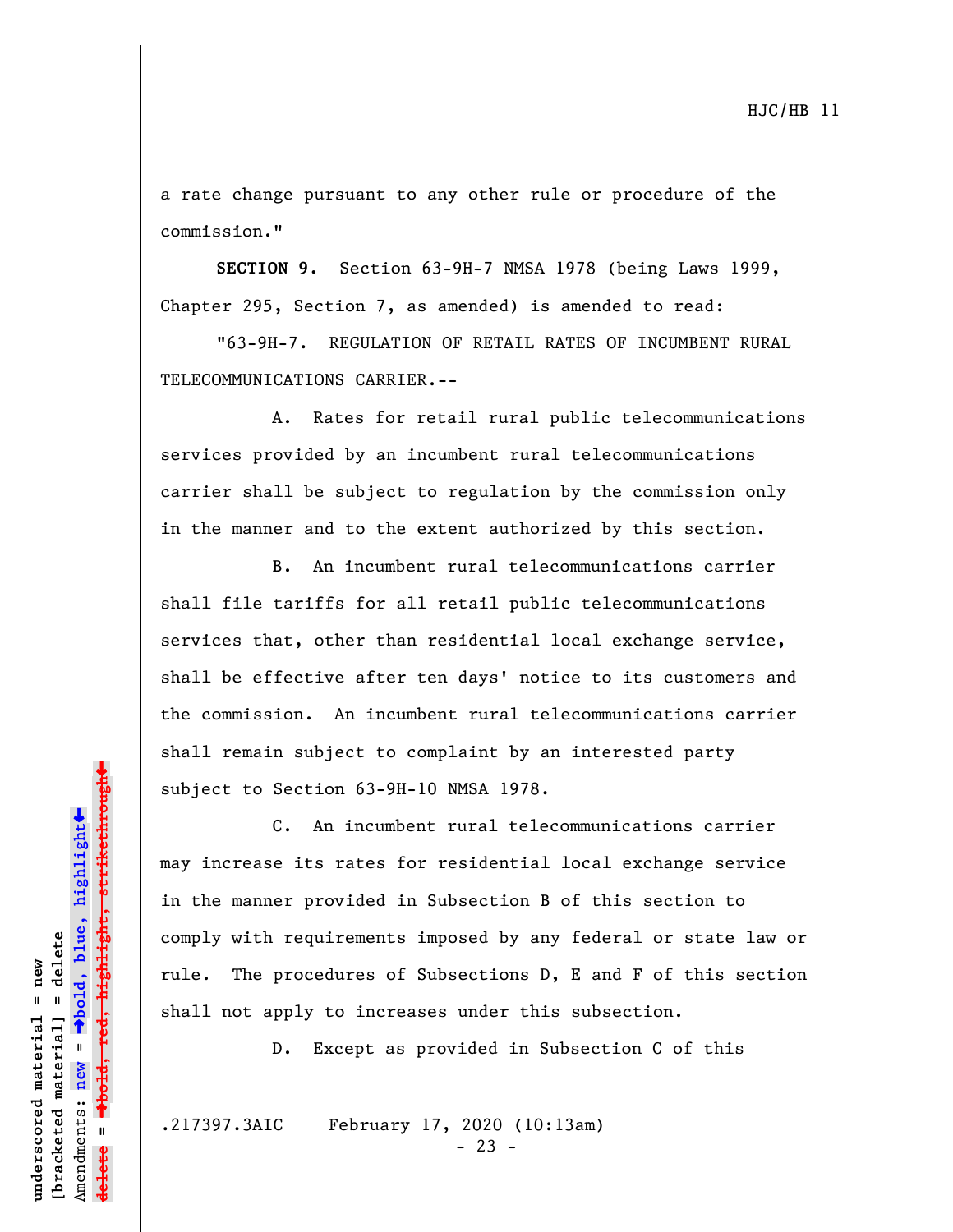a rate change pursuant to any other rule or procedure of the commission."

**SECTION 9.** Section 63-9H-7 NMSA 1978 (being Laws 1999, Chapter 295, Section 7, as amended) is amended to read:

"63-9H-7. REGULATION OF RETAIL RATES OF INCUMBENT RURAL TELECOMMUNICATIONS CARRIER.--

A. Rates for retail rural public telecommunications services provided by an incumbent rural telecommunications carrier shall be subject to regulation by the commission only in the manner and to the extent authorized by this section.

B. An incumbent rural telecommunications carrier shall file tariffs for all retail public telecommunications services that, other than residential local exchange service, shall be effective after ten days' notice to its customers and the commission. An incumbent rural telecommunications carrier shall remain subject to complaint by an interested party subject to Section 63-9H-10 NMSA 1978.

C. An incumbent rural telecommunications carrier may increase its rates for residential local exchange service in the manner provided in Subsection B of this section to comply with requirements imposed by any federal or state law or rule. The procedures of Subsections D, E and F of this section shall not apply to increases under this subsection.

D. Except as provided in Subsection C of this

.217397.3AIC February 17, 2020 (10:13am)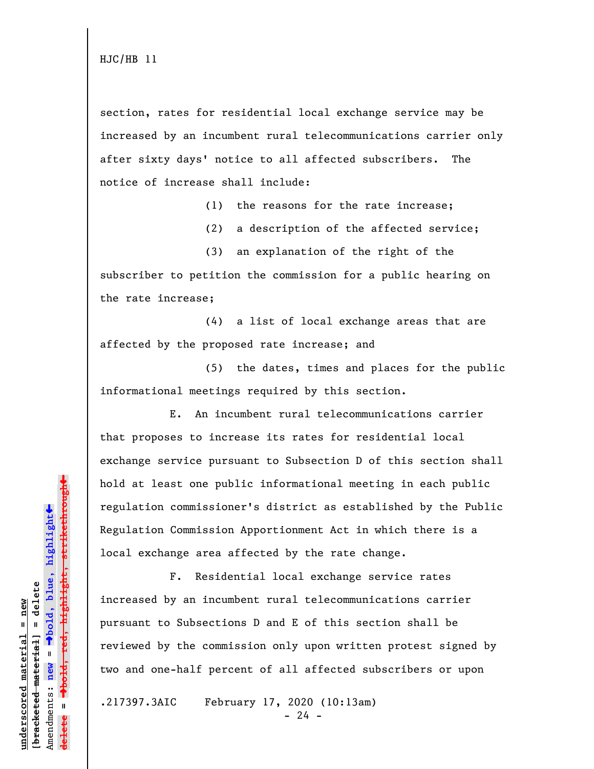section, rates for residential local exchange service may be increased by an incumbent rural telecommunications carrier only after sixty days' notice to all affected subscribers. The notice of increase shall include:

(1) the reasons for the rate increase;

(2) a description of the affected service;

(3) an explanation of the right of the subscriber to petition the commission for a public hearing on the rate increase;

(4) a list of local exchange areas that are affected by the proposed rate increase; and

(5) the dates, times and places for the public informational meetings required by this section.

E. An incumbent rural telecommunications carrier that proposes to increase its rates for residential local exchange service pursuant to Subsection D of this section shall hold at least one public informational meeting in each public regulation commissioner's district as established by the Public Regulation Commission Apportionment Act in which there is a local exchange area affected by the rate change.

F. Residential local exchange service rates increased by an incumbent rural telecommunications carrier pursuant to Subsections D and E of this section shall be reviewed by the commission only upon written protest signed by two and one-half percent of all affected subscribers or upon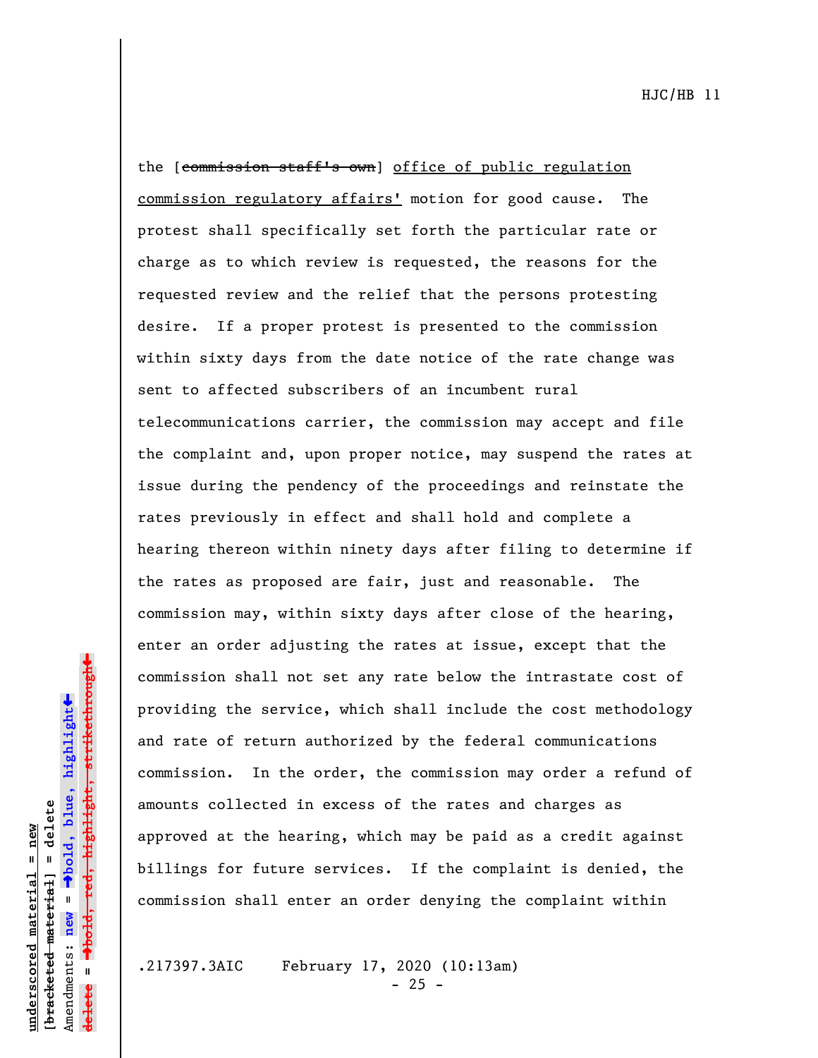the [~~commission staff's own~~] <u>office of public regulation commission regulatory affairs'</u> motion for good cause. The protest shall specifically set forth the particular rate or charge as to which review is requested, the reasons for the requested review and the relief that the persons protesting desire. If a proper protest is presented to the commission within sixty days from the date notice of the rate change was sent to affected subscribers of an incumbent rural telecommunications carrier, the commission may accept and file the complaint and, upon proper notice, may suspend the rates at issue during the pendency of the proceedings and reinstate the rates previously in effect and shall hold and complete a hearing thereon within ninety days after filing to determine if the rates as proposed are fair, just and reasonable. The commission may, within sixty days after close of the hearing, enter an order adjusting the rates at issue, except that the commission shall not set any rate below the intrastate cost of providing the service, which shall include the cost methodology and rate of return authorized by the federal communications commission. In the order, the commission may order a refund of amounts collected in excess of the rates and charges as approved at the hearing, which may be paid as a credit against billings for future services. If the complaint is denied, the commission shall enter an order denying the complaint within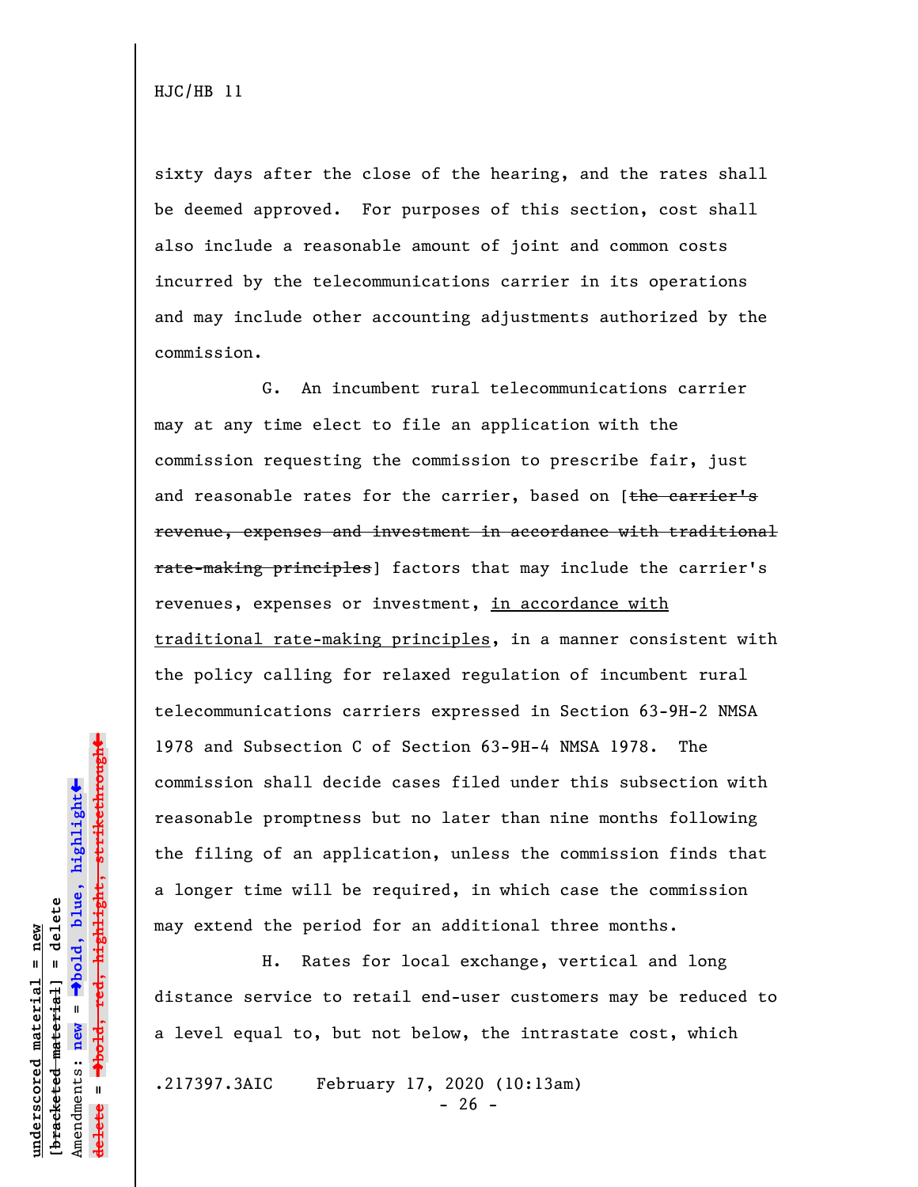sixty days after the close of the hearing, and the rates shall be deemed approved. For purposes of this section, cost shall also include a reasonable amount of joint and common costs incurred by the telecommunications carrier in its operations and may include other accounting adjustments authorized by the commission.

G. An incumbent rural telecommunications carrier may at any time elect to file an application with the commission requesting the commission to prescribe fair, just and reasonable rates for the carrier, based on [~~the carrier's revenue, expenses and investment in accordance with traditional rate-making principles~~] factors that may include the carrier's revenues, expenses or investment, <u>in accordance with traditional rate-making principles</u>, in a manner consistent with the policy calling for relaxed regulation of incumbent rural telecommunications carriers expressed in Section 63-9H-2 NMSA 1978 and Subsection C of Section 63-9H-4 NMSA 1978. The commission shall decide cases filed under this subsection with reasonable promptness but no later than nine months following the filing of an application, unless the commission finds that a longer time will be required, in which case the commission may extend the period for an additional three months.

H. Rates for local exchange, vertical and long distance service to retail end-user customers may be reduced to a level equal to, but not below, the intrastate cost, which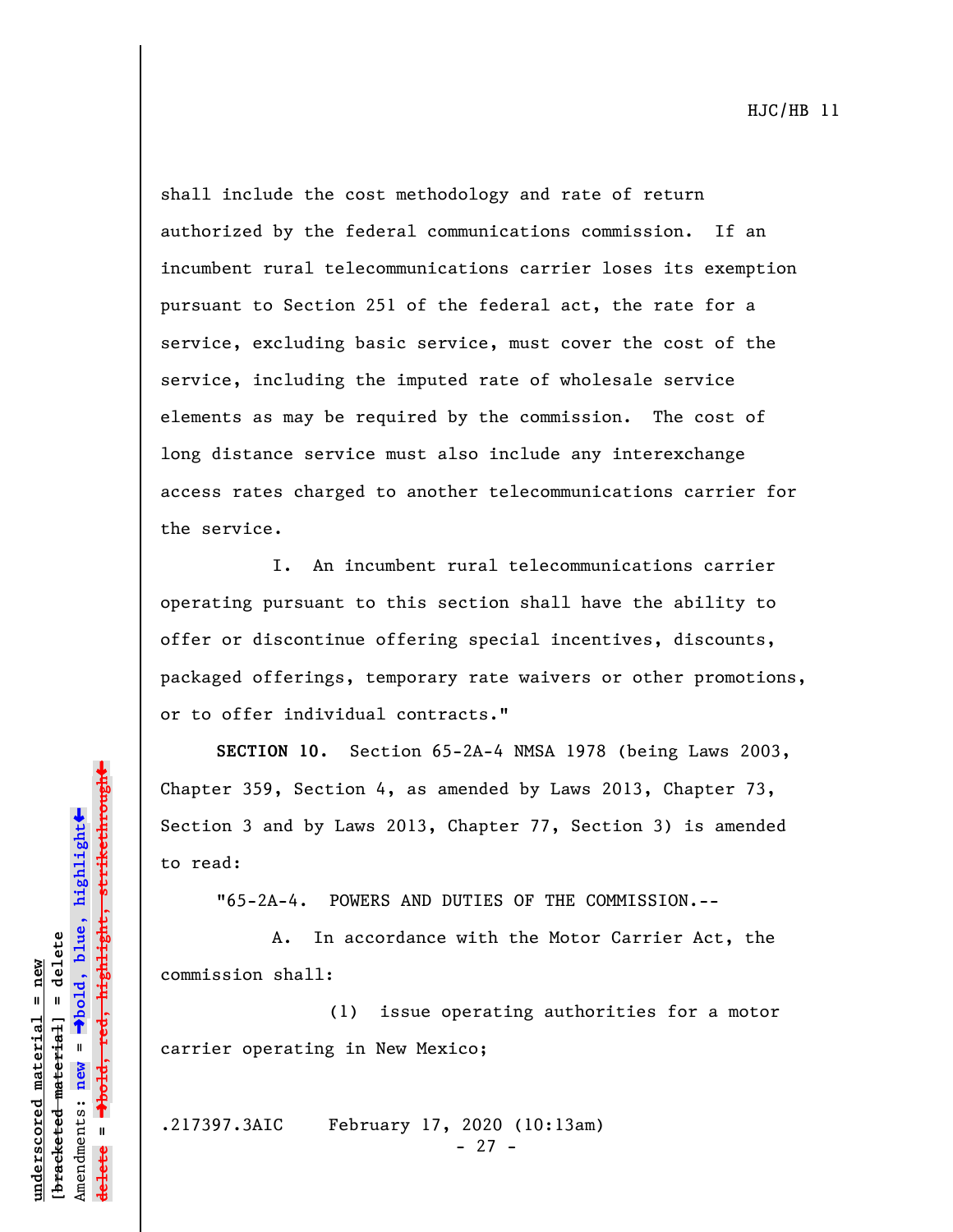shall include the cost methodology and rate of return authorized by the federal communications commission. If an incumbent rural telecommunications carrier loses its exemption pursuant to Section 251 of the federal act, the rate for a service, excluding basic service, must cover the cost of the service, including the imputed rate of wholesale service elements as may be required by the commission. The cost of long distance service must also include any interexchange access rates charged to another telecommunications carrier for the service.

I. An incumbent rural telecommunications carrier operating pursuant to this section shall have the ability to offer or discontinue offering special incentives, discounts, packaged offerings, temporary rate waivers or other promotions, or to offer individual contracts."

**SECTION 10.** Section 65-2A-4 NMSA 1978 (being Laws 2003, Chapter 359, Section 4, as amended by Laws 2013, Chapter 73, Section 3 and by Laws 2013, Chapter 77, Section 3) is amended to read:

"65-2A-4. POWERS AND DUTIES OF THE COMMISSION.--

A. In accordance with the Motor Carrier Act, the commission shall:

(1) issue operating authorities for a motor carrier operating in New Mexico;

.217397.3AIC February 17, 2020 (10:13am)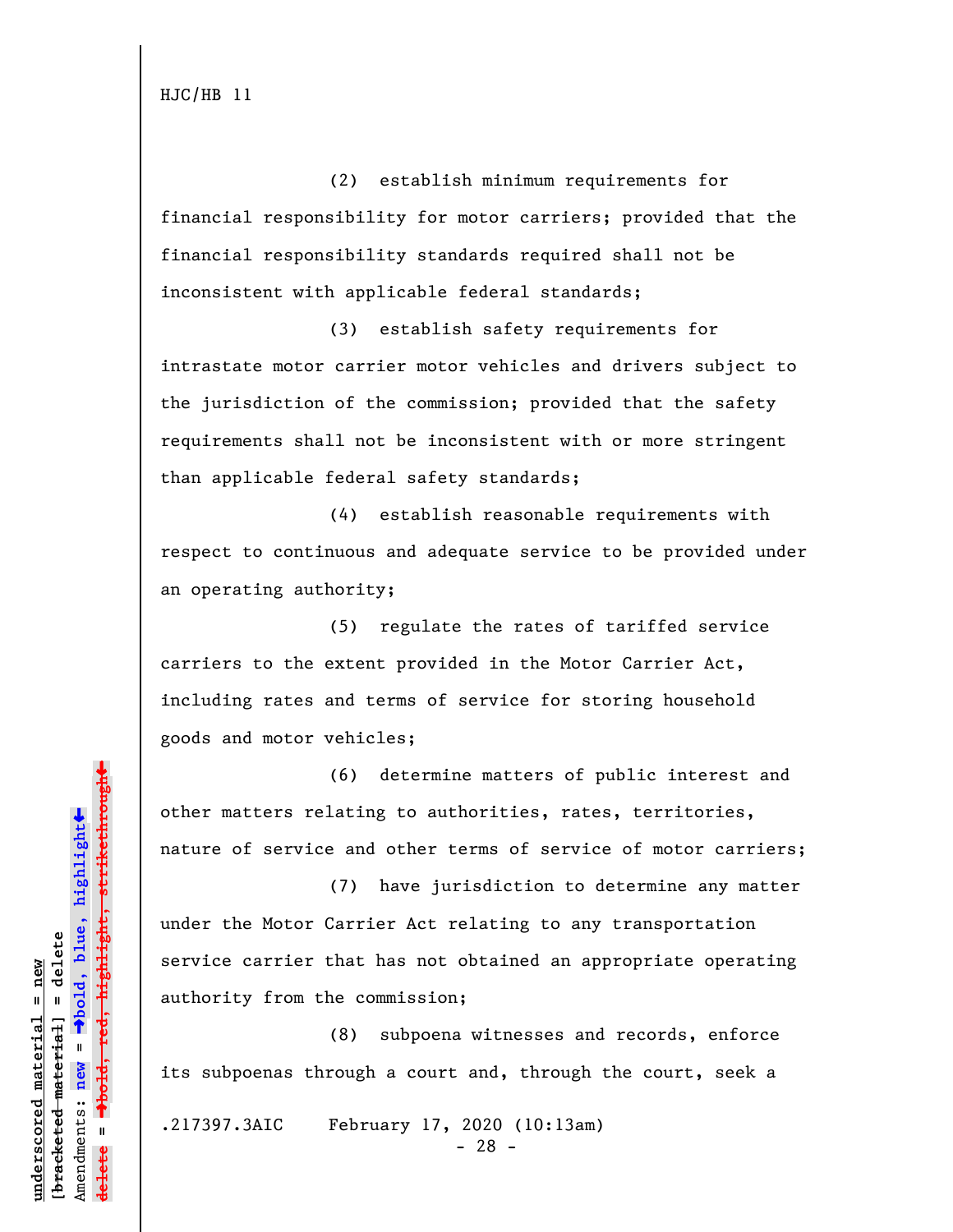(2) establish minimum requirements for financial responsibility for motor carriers; provided that the financial responsibility standards required shall not be inconsistent with applicable federal standards;

(3) establish safety requirements for intrastate motor carrier motor vehicles and drivers subject to the jurisdiction of the commission; provided that the safety requirements shall not be inconsistent with or more stringent than applicable federal safety standards;

(4) establish reasonable requirements with respect to continuous and adequate service to be provided under an operating authority;

(5) regulate the rates of tariffed service carriers to the extent provided in the Motor Carrier Act, including rates and terms of service for storing household goods and motor vehicles;

(6) determine matters of public interest and other matters relating to authorities, rates, territories, nature of service and other terms of service of motor carriers;

(7) have jurisdiction to determine any matter under the Motor Carrier Act relating to any transportation service carrier that has not obtained an appropriate operating authority from the commission;

(8) subpoena witnesses and records, enforce its subpoenas through a court and, through the court, seek a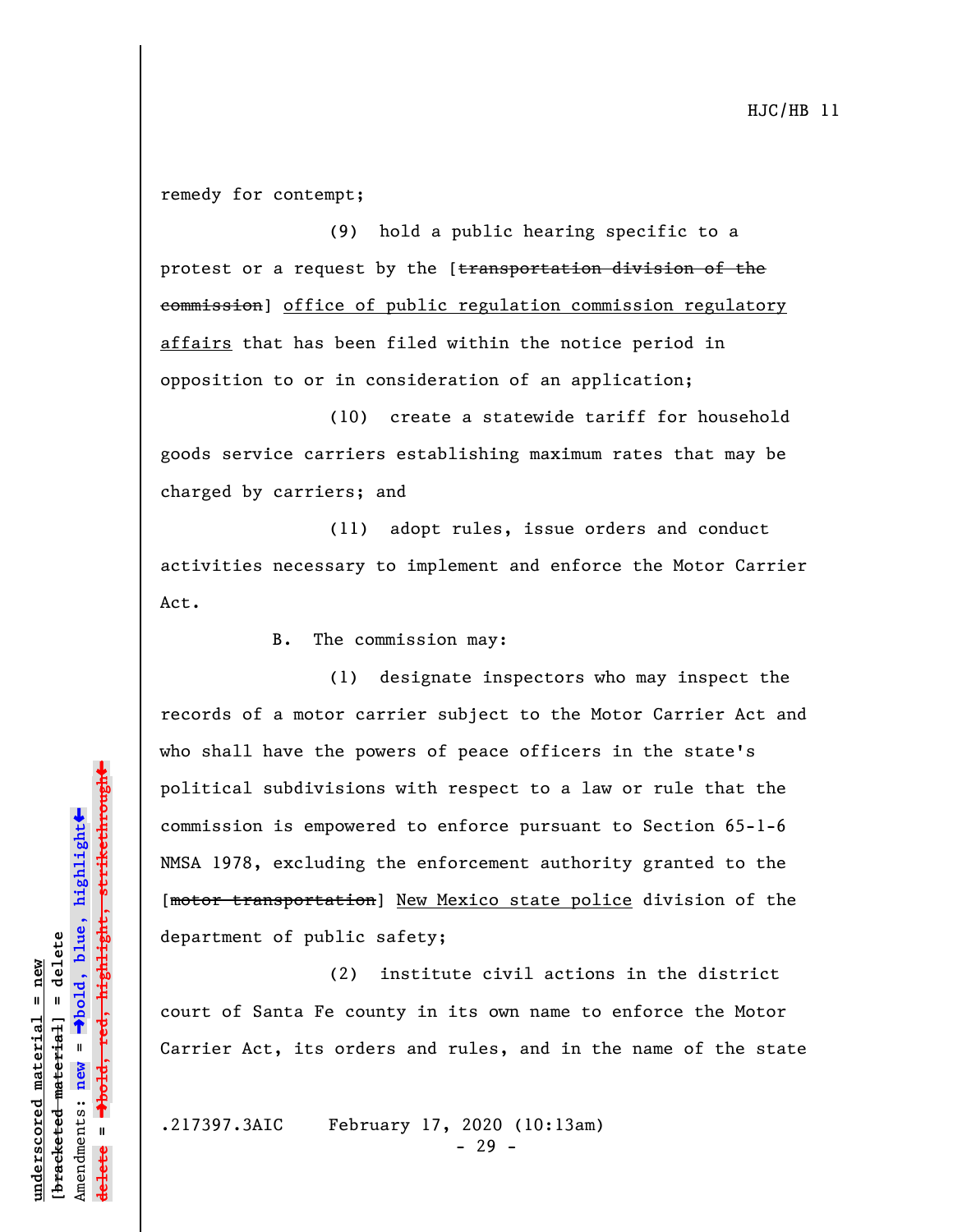remedy for contempt;

(9) hold a public hearing specific to a protest or a request by the [~~transportation division of the commission~~] <u>office of public regulation commission regulatory affairs</u> that has been filed within the notice period in opposition to or in consideration of an application;

(10) create a statewide tariff for household goods service carriers establishing maximum rates that may be charged by carriers; and

(11) adopt rules, issue orders and conduct activities necessary to implement and enforce the Motor Carrier Act.

B. The commission may:

(1) designate inspectors who may inspect the records of a motor carrier subject to the Motor Carrier Act and who shall have the powers of peace officers in the state's political subdivisions with respect to a law or rule that the commission is empowered to enforce pursuant to Section 65-1-6 NMSA 1978, excluding the enforcement authority granted to the [~~motor transportation~~] <u>New Mexico state police</u> division of the department of public safety;

(2) institute civil actions in the district court of Santa Fe county in its own name to enforce the Motor Carrier Act, its orders and rules, and in the name of the state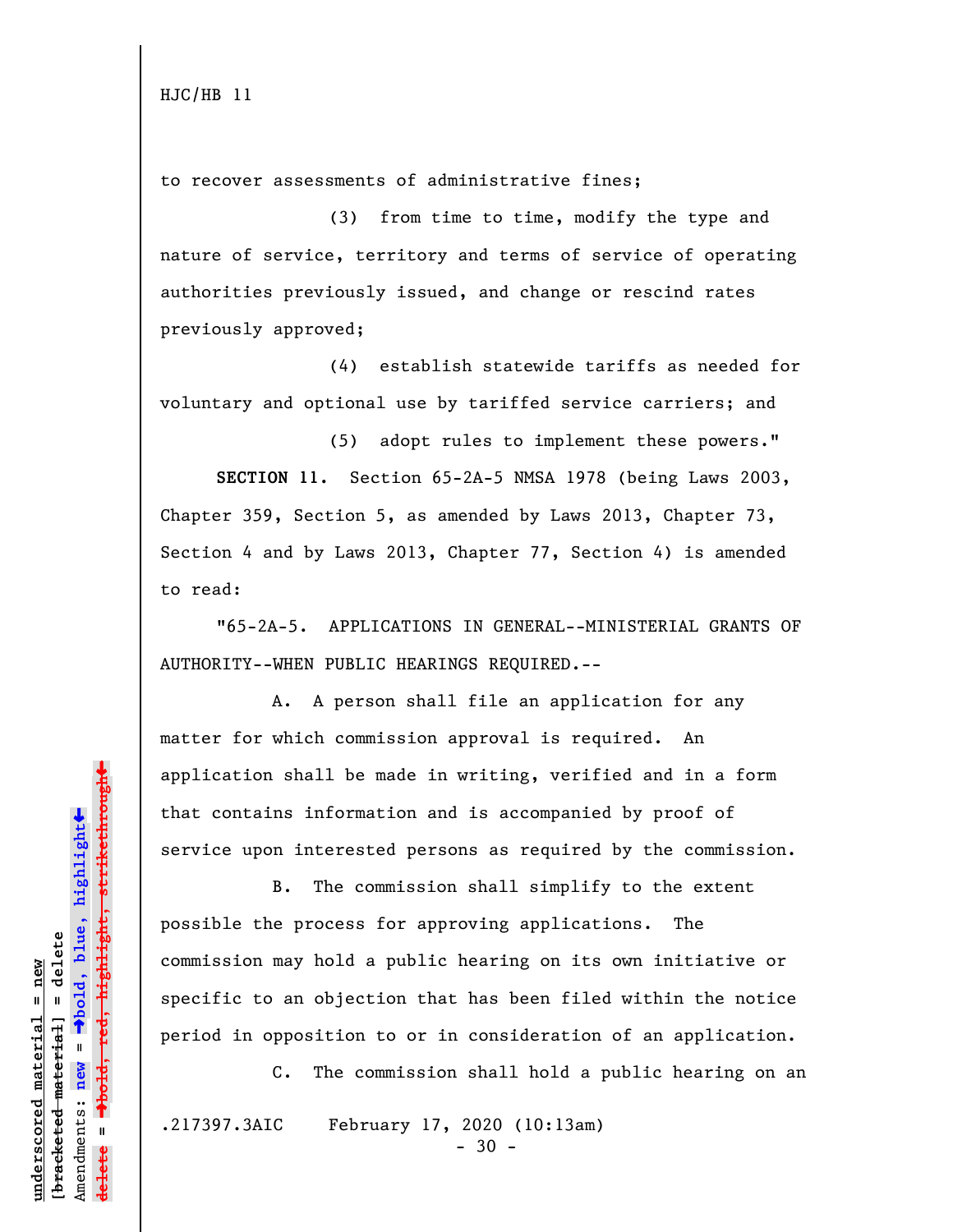to recover assessments of administrative fines;

(3) from time to time, modify the type and nature of service, territory and terms of service of operating authorities previously issued, and change or rescind rates previously approved;

(4) establish statewide tariffs as needed for voluntary and optional use by tariffed service carriers; and

(5) adopt rules to implement these powers."

**SECTION 11.** Section 65-2A-5 NMSA 1978 (being Laws 2003, Chapter 359, Section 5, as amended by Laws 2013, Chapter 73, Section 4 and by Laws 2013, Chapter 77, Section 4) is amended to read:

"65-2A-5. APPLICATIONS IN GENERAL--MINISTERIAL GRANTS OF AUTHORITY--WHEN PUBLIC HEARINGS REQUIRED.--

A. A person shall file an application for any matter for which commission approval is required. An application shall be made in writing, verified and in a form that contains information and is accompanied by proof of service upon interested persons as required by the commission.

B. The commission shall simplify to the extent possible the process for approving applications. The commission may hold a public hearing on its own initiative or specific to an objection that has been filed within the notice period in opposition to or in consideration of an application.

C. The commission shall hold a public hearing on an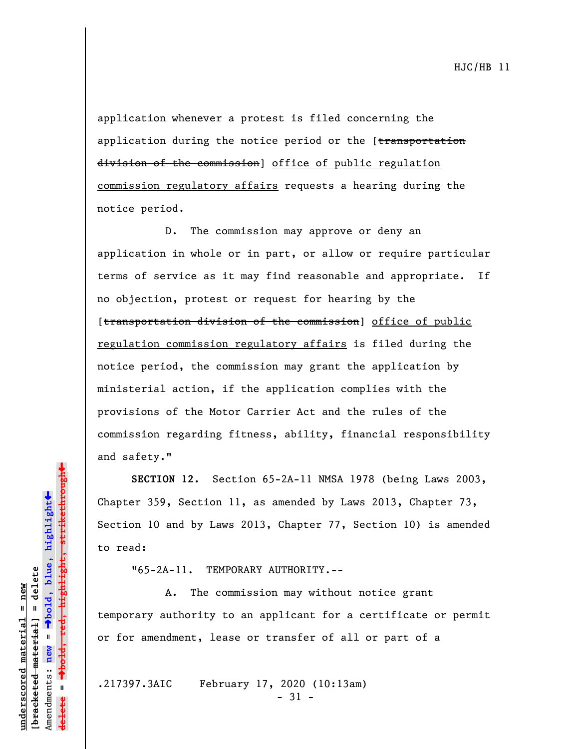application whenever a protest is filed concerning the application during the notice period or the [~~transportation division of the commission~~] <u>office of public regulation commission regulatory affairs</u> requests a hearing during the notice period.

D. The commission may approve or deny an application in whole or in part, or allow or require particular terms of service as it may find reasonable and appropriate. If no objection, protest or request for hearing by the [~~transportation division of the commission~~] <u>office of public regulation commission regulatory affairs</u> is filed during the notice period, the commission may grant the application by ministerial action, if the application complies with the provisions of the Motor Carrier Act and the rules of the commission regarding fitness, ability, financial responsibility and safety."

**SECTION 12.** Section 65-2A-11 NMSA 1978 (being Laws 2003, Chapter 359, Section 11, as amended by Laws 2013, Chapter 73, Section 10 and by Laws 2013, Chapter 77, Section 10) is amended to read:

"65-2A-11. TEMPORARY AUTHORITY.--

A. The commission may without notice grant temporary authority to an applicant for a certificate or permit or for amendment, lease or transfer of all or part of a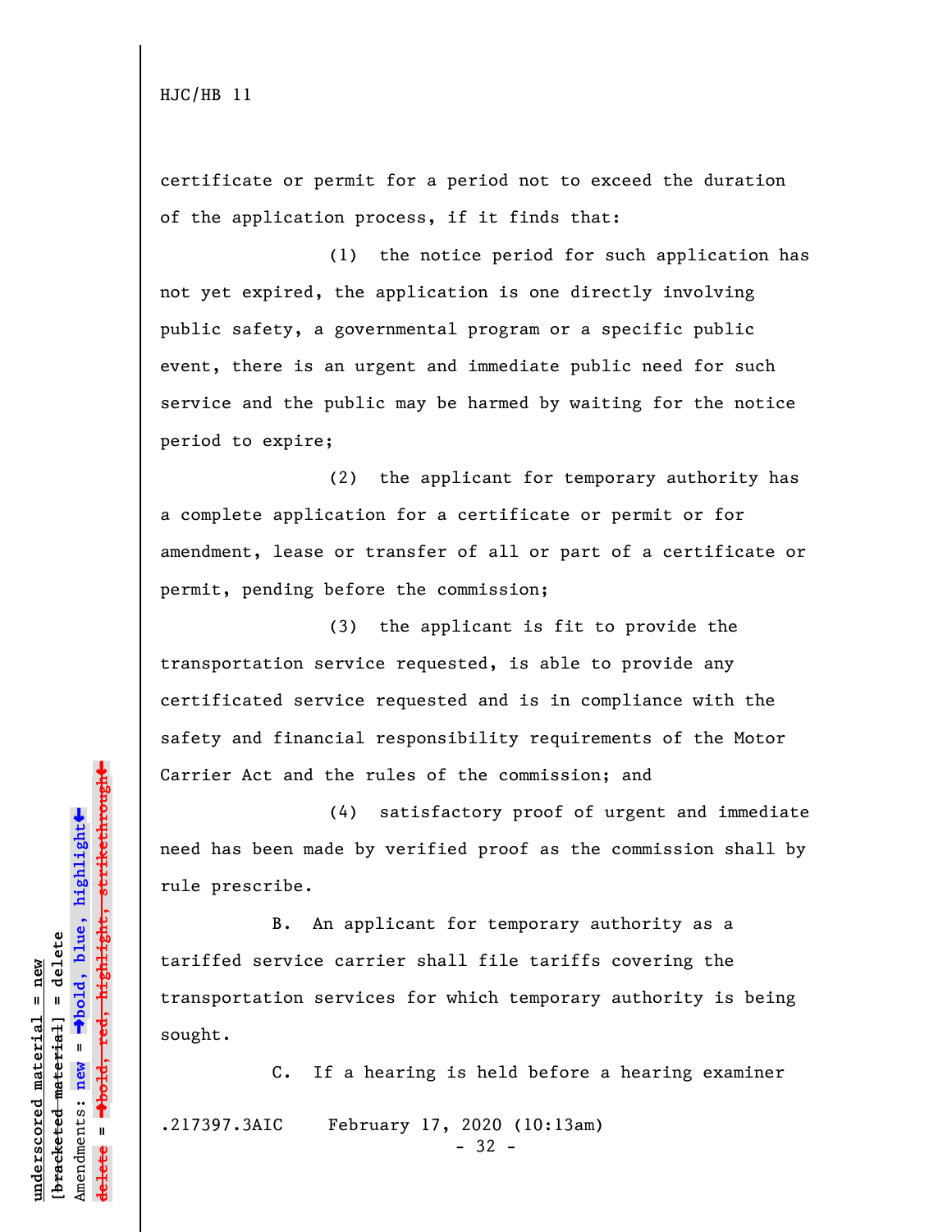certificate or permit for a period not to exceed the duration of the application process, if it finds that:

(1) the notice period for such application has not yet expired, the application is one directly involving public safety, a governmental program or a specific public event, there is an urgent and immediate public need for such service and the public may be harmed by waiting for the notice period to expire;

(2) the applicant for temporary authority has a complete application for a certificate or permit or for amendment, lease or transfer of all or part of a certificate or permit, pending before the commission;

(3) the applicant is fit to provide the transportation service requested, is able to provide any certificated service requested and is in compliance with the safety and financial responsibility requirements of the Motor Carrier Act and the rules of the commission; and

(4) satisfactory proof of urgent and immediate need has been made by verified proof as the commission shall by rule prescribe.

B. An applicant for temporary authority as a tariffed service carrier shall file tariffs covering the transportation services for which temporary authority is being sought.

C. If a hearing is held before a hearing examiner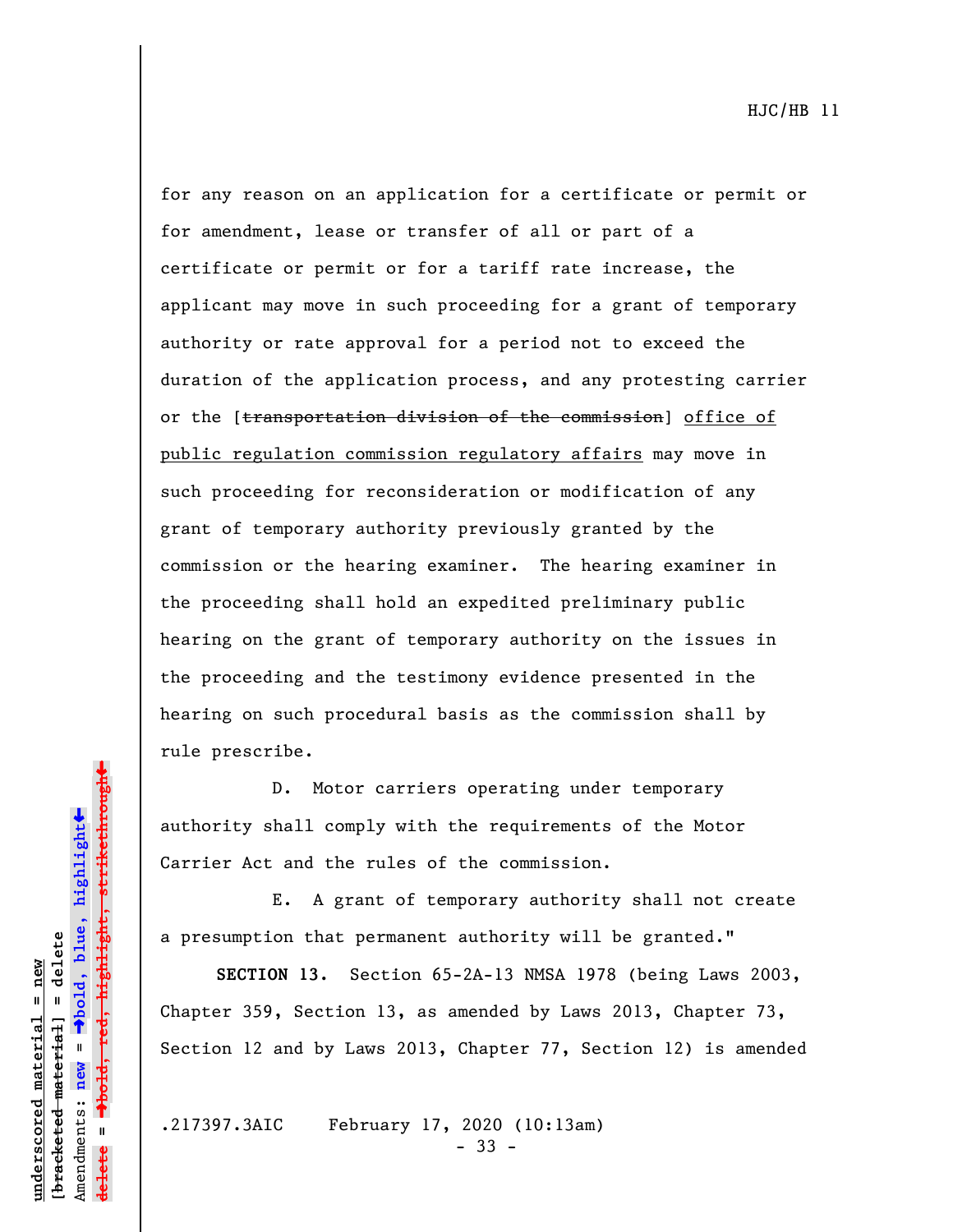for any reason on an application for a certificate or permit or for amendment, lease or transfer of all or part of a certificate or permit or for a tariff rate increase, the applicant may move in such proceeding for a grant of temporary authority or rate approval for a period not to exceed the duration of the application process, and any protesting carrier or the [~~transportation division of the commission~~] office of public regulation commission regulatory affairs may move in such proceeding for reconsideration or modification of any grant of temporary authority previously granted by the commission or the hearing examiner. The hearing examiner in the proceeding shall hold an expedited preliminary public hearing on the grant of temporary authority on the issues in the proceeding and the testimony evidence presented in the hearing on such procedural basis as the commission shall by rule prescribe.

D. Motor carriers operating under temporary authority shall comply with the requirements of the Motor Carrier Act and the rules of the commission.

E. A grant of temporary authority shall not create a presumption that permanent authority will be granted."

**SECTION 13.** Section 65-2A-13 NMSA 1978 (being Laws 2003, Chapter 359, Section 13, as amended by Laws 2013, Chapter 73, Section 12 and by Laws 2013, Chapter 77, Section 12) is amended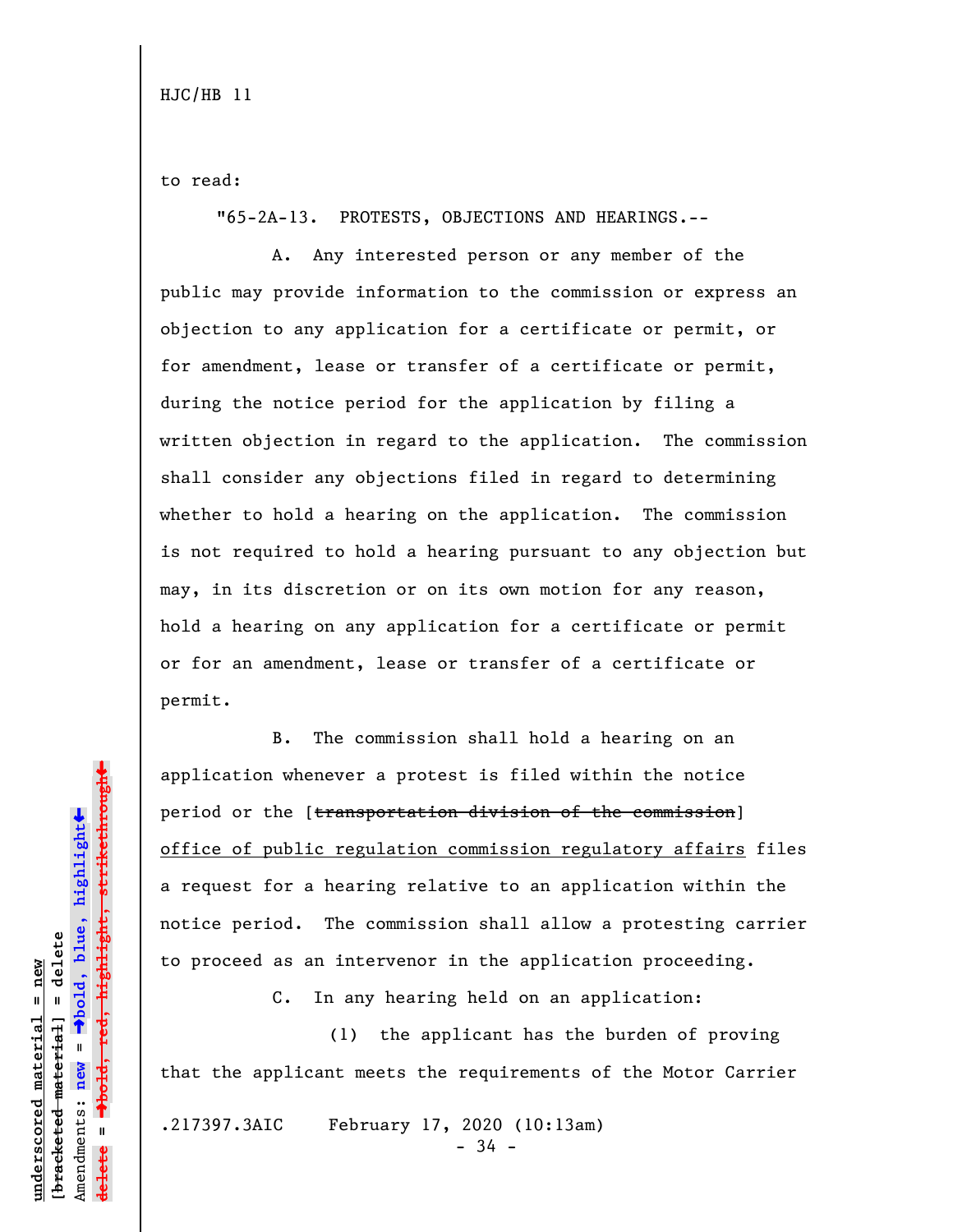to read:

"65-2A-13. PROTESTS, OBJECTIONS AND HEARINGS.--

A. Any interested person or any member of the public may provide information to the commission or express an objection to any application for a certificate or permit, or for amendment, lease or transfer of a certificate or permit, during the notice period for the application by filing a written objection in regard to the application. The commission shall consider any objections filed in regard to determining whether to hold a hearing on the application. The commission is not required to hold a hearing pursuant to any objection but may, in its discretion or on its own motion for any reason, hold a hearing on any application for a certificate or permit or for an amendment, lease or transfer of a certificate or permit.

B. The commission shall hold a hearing on an application whenever a protest is filed within the notice period or the [~~transportation division of the commission~~] <u>office of public regulation commission regulatory affairs</u> files a request for a hearing relative to an application within the notice period. The commission shall allow a protesting carrier to proceed as an intervenor in the application proceeding.

C. In any hearing held on an application:

(1) the applicant has the burden of proving that the applicant meets the requirements of the Motor Carrier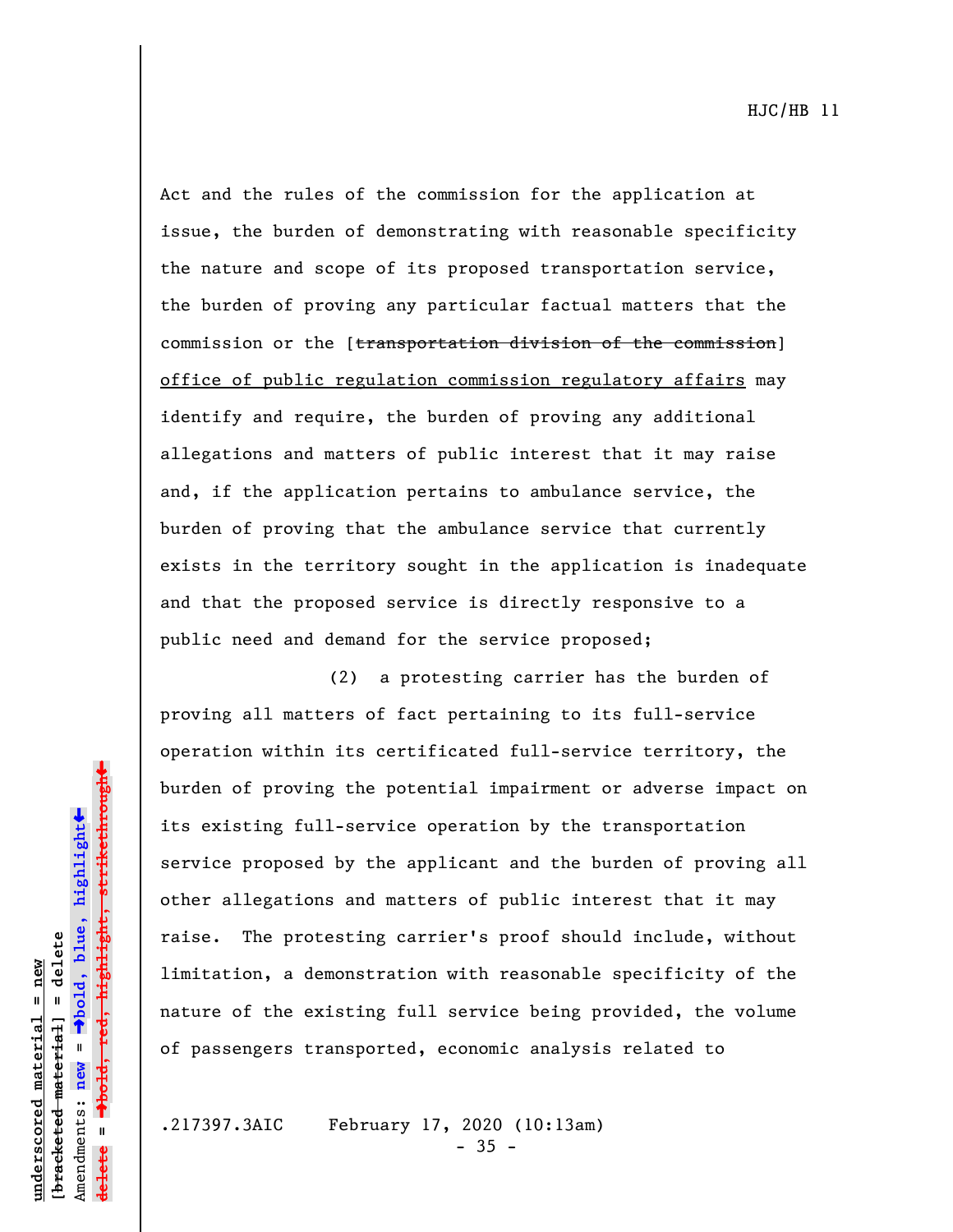Act and the rules of the commission for the application at issue, the burden of demonstrating with reasonable specificity the nature and scope of its proposed transportation service, the burden of proving any particular factual matters that the commission or the [~~transportation division of the commission~~] <u>office of public regulation commission regulatory affairs</u> may identify and require, the burden of proving any additional allegations and matters of public interest that it may raise and, if the application pertains to ambulance service, the burden of proving that the ambulance service that currently exists in the territory sought in the application is inadequate and that the proposed service is directly responsive to a public need and demand for the service proposed;

(2) a protesting carrier has the burden of proving all matters of fact pertaining to its full-service operation within its certificated full-service territory, the burden of proving the potential impairment or adverse impact on its existing full-service operation by the transportation service proposed by the applicant and the burden of proving all other allegations and matters of public interest that it may raise. The protesting carrier's proof should include, without limitation, a demonstration with reasonable specificity of the nature of the existing full service being provided, the volume of passengers transported, economic analysis related to

.217397.3AIC February 17, 2020 (10:13am)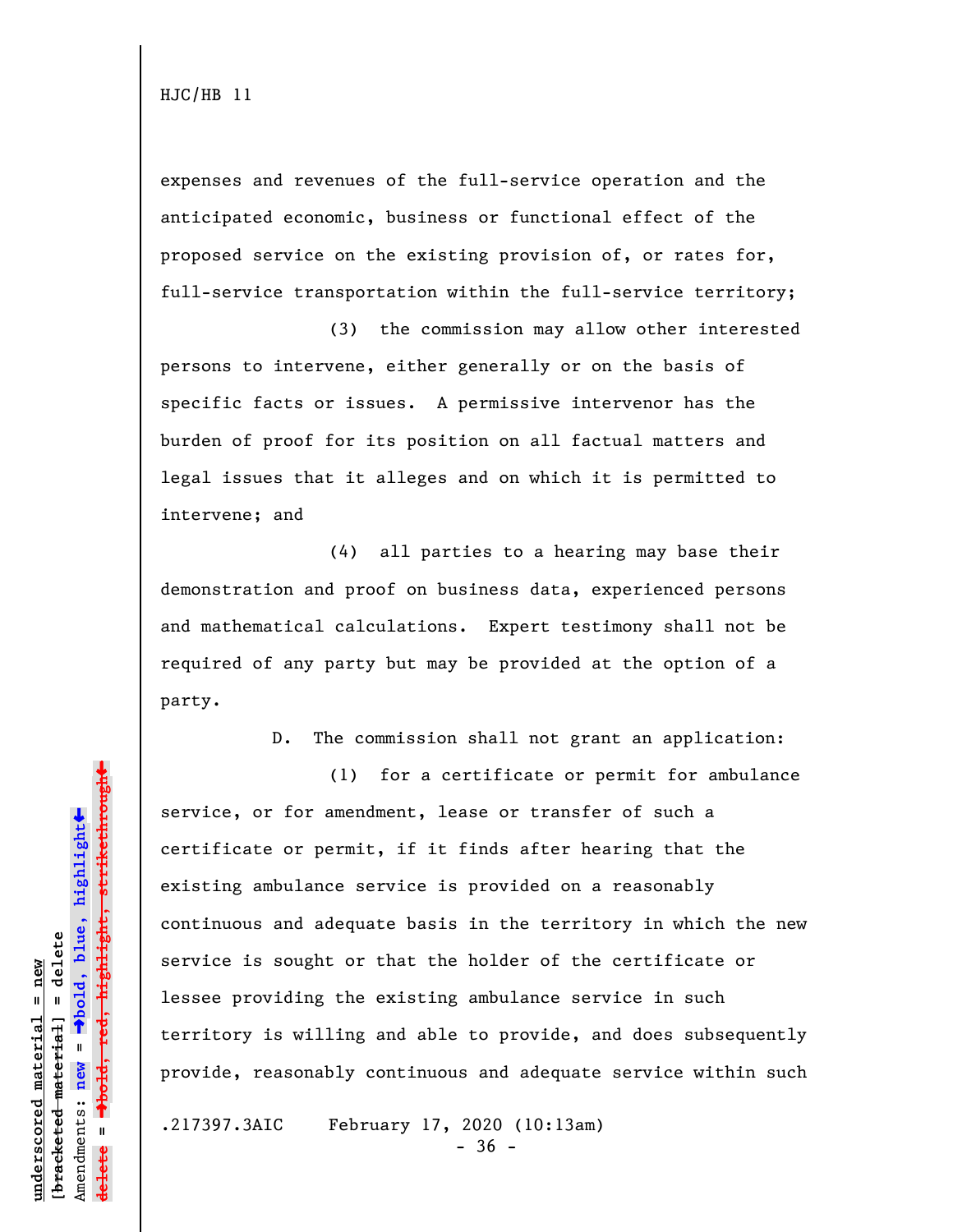expenses and revenues of the full-service operation and the anticipated economic, business or functional effect of the proposed service on the existing provision of, or rates for, full-service transportation within the full-service territory;

(3) the commission may allow other interested persons to intervene, either generally or on the basis of specific facts or issues. A permissive intervenor has the burden of proof for its position on all factual matters and legal issues that it alleges and on which it is permitted to intervene; and

(4) all parties to a hearing may base their demonstration and proof on business data, experienced persons and mathematical calculations. Expert testimony shall not be required of any party but may be provided at the option of a party.

D. The commission shall not grant an application:

(1) for a certificate or permit for ambulance service, or for amendment, lease or transfer of such a certificate or permit, if it finds after hearing that the existing ambulance service is provided on a reasonably continuous and adequate basis in the territory in which the new service is sought or that the holder of the certificate or lessee providing the existing ambulance service in such territory is willing and able to provide, and does subsequently provide, reasonably continuous and adequate service within such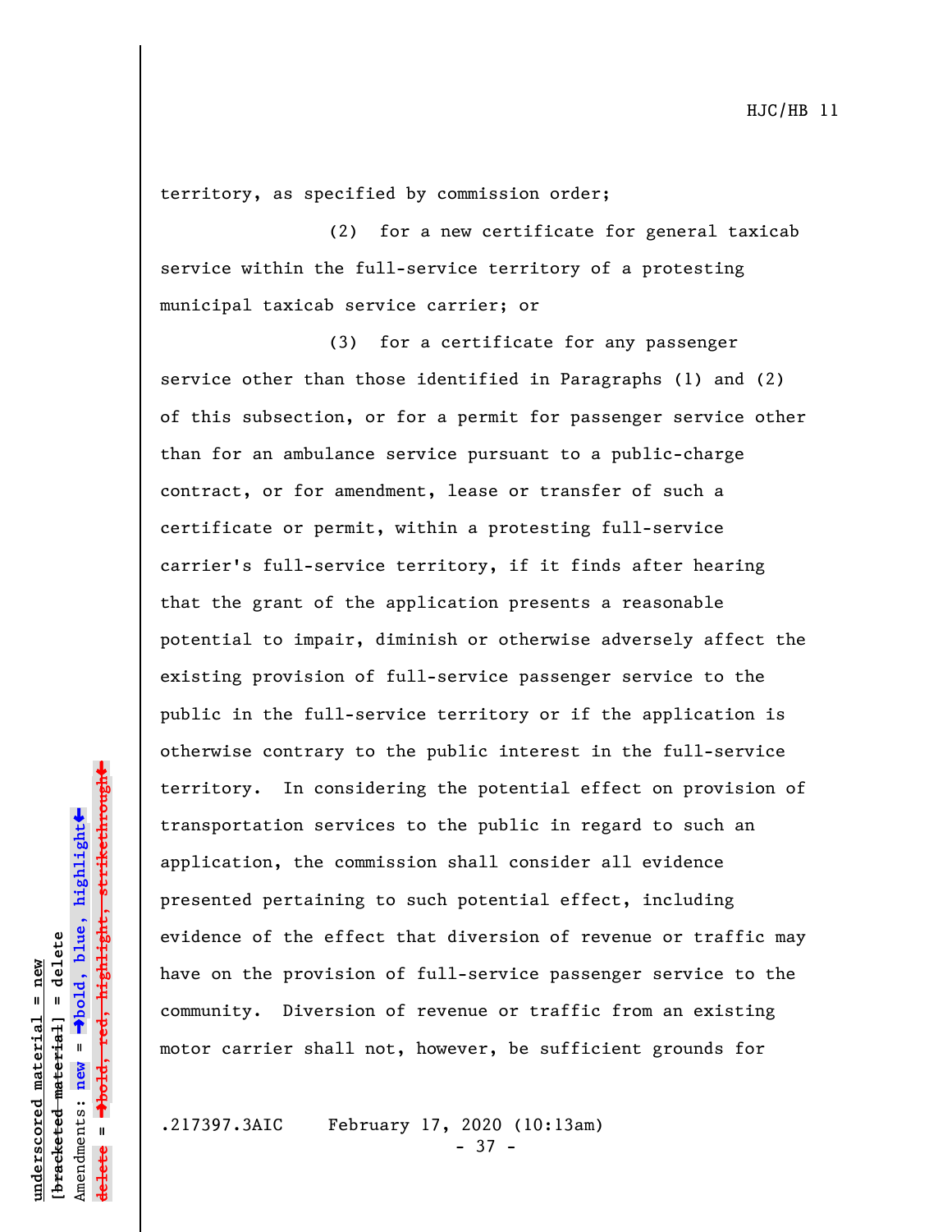territory, as specified by commission order;

(2) for a new certificate for general taxicab service within the full-service territory of a protesting municipal taxicab service carrier; or

(3) for a certificate for any passenger service other than those identified in Paragraphs (1) and (2) of this subsection, or for a permit for passenger service other than for an ambulance service pursuant to a public-charge contract, or for amendment, lease or transfer of such a certificate or permit, within a protesting full-service carrier's full-service territory, if it finds after hearing that the grant of the application presents a reasonable potential to impair, diminish or otherwise adversely affect the existing provision of full-service passenger service to the public in the full-service territory or if the application is otherwise contrary to the public interest in the full-service territory. In considering the potential effect on provision of transportation services to the public in regard to such an application, the commission shall consider all evidence presented pertaining to such potential effect, including evidence of the effect that diversion of revenue or traffic may have on the provision of full-service passenger service to the community. Diversion of revenue or traffic from an existing motor carrier shall not, however, be sufficient grounds for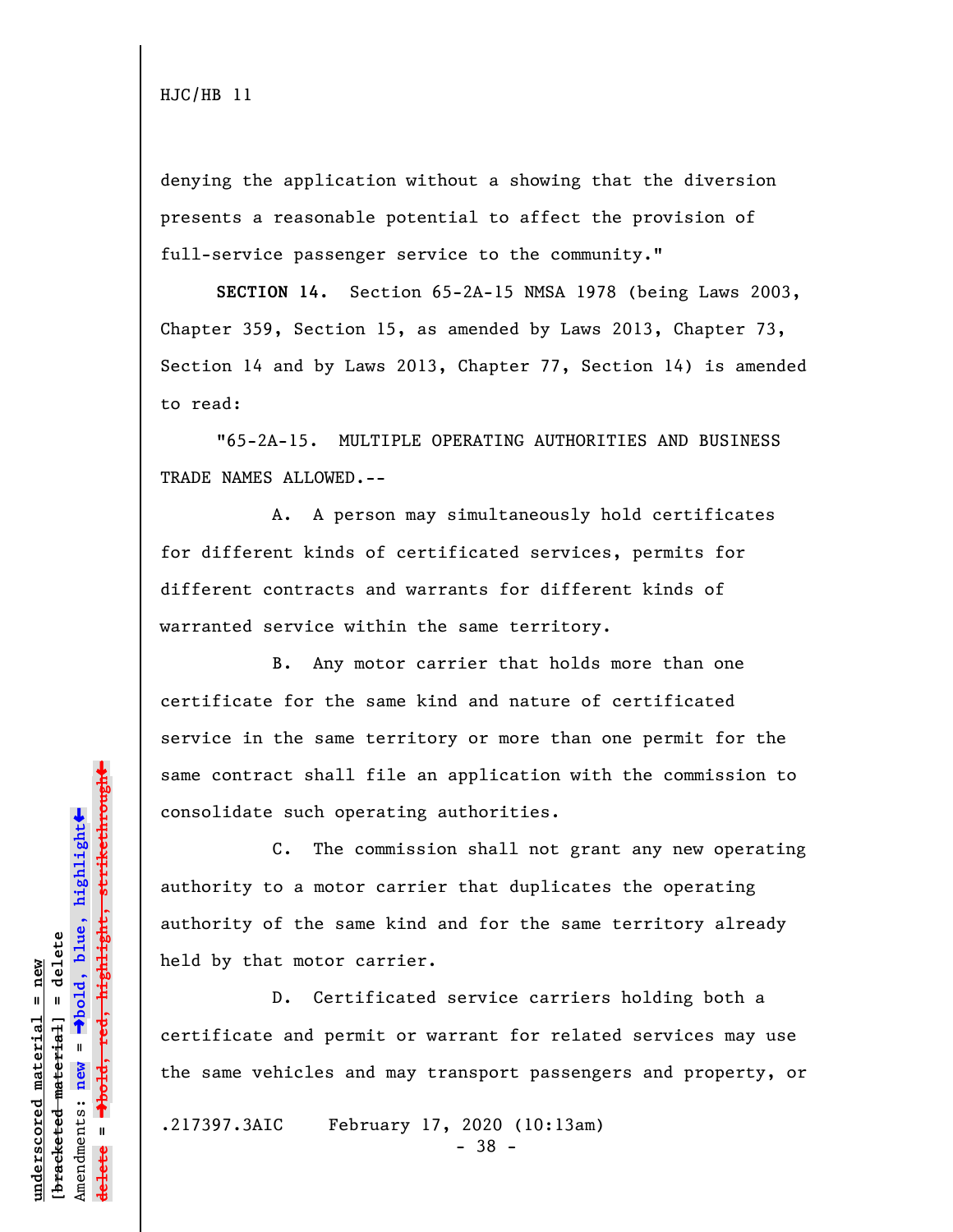denying the application without a showing that the diversion presents a reasonable potential to affect the provision of full-service passenger service to the community."

**SECTION 14.** Section 65-2A-15 NMSA 1978 (being Laws 2003, Chapter 359, Section 15, as amended by Laws 2013, Chapter 73, Section 14 and by Laws 2013, Chapter 77, Section 14) is amended to read:

"65-2A-15. MULTIPLE OPERATING AUTHORITIES AND BUSINESS TRADE NAMES ALLOWED.--

A. A person may simultaneously hold certificates for different kinds of certificated services, permits for different contracts and warrants for different kinds of warranted service within the same territory.

B. Any motor carrier that holds more than one certificate for the same kind and nature of certificated service in the same territory or more than one permit for the same contract shall file an application with the commission to consolidate such operating authorities.

C. The commission shall not grant any new operating authority to a motor carrier that duplicates the operating authority of the same kind and for the same territory already held by that motor carrier.

D. Certificated service carriers holding both a certificate and permit or warrant for related services may use the same vehicles and may transport passengers and property, or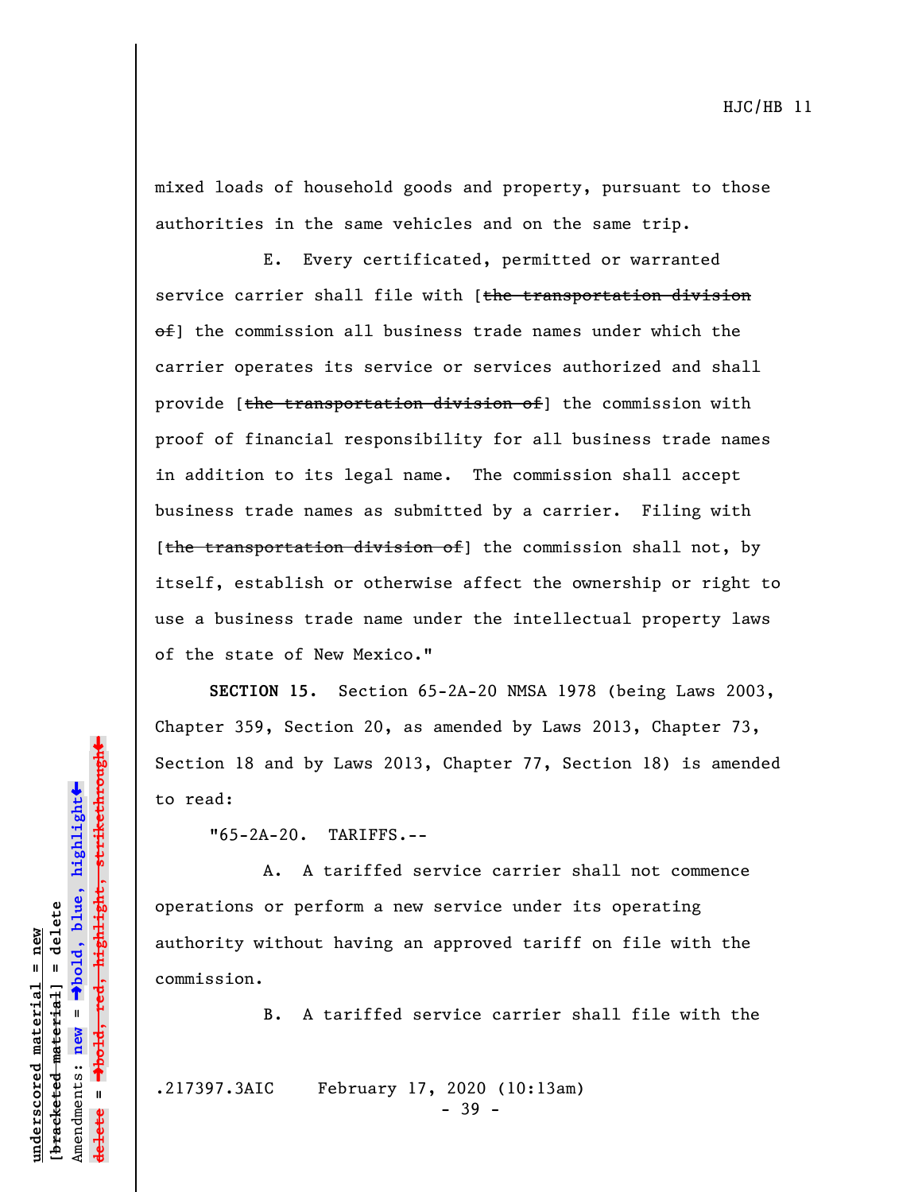mixed loads of household goods and property, pursuant to those authorities in the same vehicles and on the same trip.

E. Every certificated, permitted or warranted service carrier shall file with [~~the transportation division of~~] the commission all business trade names under which the carrier operates its service or services authorized and shall provide [~~the transportation division of~~] the commission with proof of financial responsibility for all business trade names in addition to its legal name. The commission shall accept business trade names as submitted by a carrier. Filing with [~~the transportation division of~~] the commission shall not, by itself, establish or otherwise affect the ownership or right to use a business trade name under the intellectual property laws of the state of New Mexico."

**SECTION 15.** Section 65-2A-20 NMSA 1978 (being Laws 2003, Chapter 359, Section 20, as amended by Laws 2013, Chapter 73, Section 18 and by Laws 2013, Chapter 77, Section 18) is amended to read:

"65-2A-20. TARIFFS.--

A. A tariffed service carrier shall not commence operations or perform a new service under its operating authority without having an approved tariff on file with the commission.

B. A tariffed service carrier shall file with the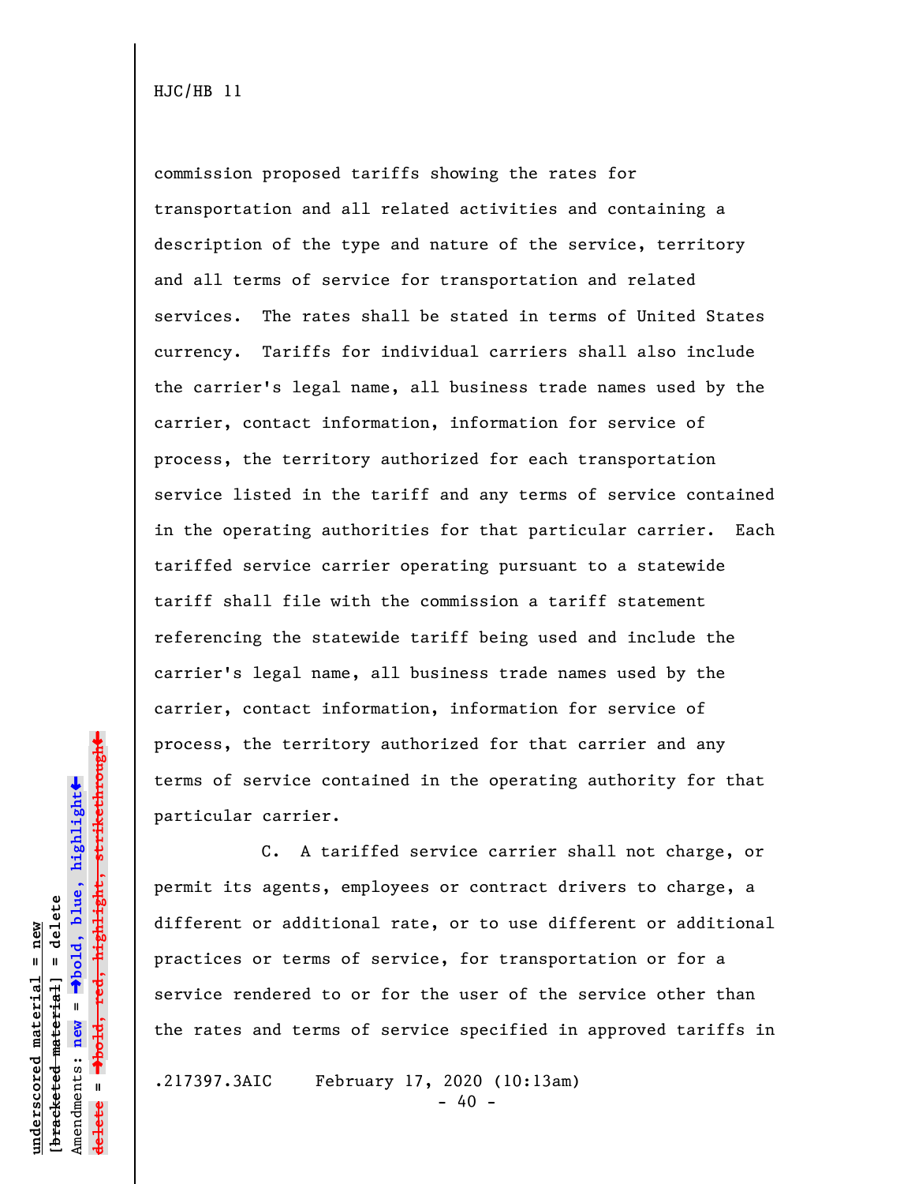commission proposed tariffs showing the rates for transportation and all related activities and containing a description of the type and nature of the service, territory and all terms of service for transportation and related services. The rates shall be stated in terms of United States currency. Tariffs for individual carriers shall also include the carrier's legal name, all business trade names used by the carrier, contact information, information for service of process, the territory authorized for each transportation service listed in the tariff and any terms of service contained in the operating authorities for that particular carrier. Each tariffed service carrier operating pursuant to a statewide tariff shall file with the commission a tariff statement referencing the statewide tariff being used and include the carrier's legal name, all business trade names used by the carrier, contact information, information for service of process, the territory authorized for that carrier and any terms of service contained in the operating authority for that particular carrier.

C. A tariffed service carrier shall not charge, or permit its agents, employees or contract drivers to charge, a different or additional rate, or to use different or additional practices or terms of service, for transportation or for a service rendered to or for the user of the service other than the rates and terms of service specified in approved tariffs in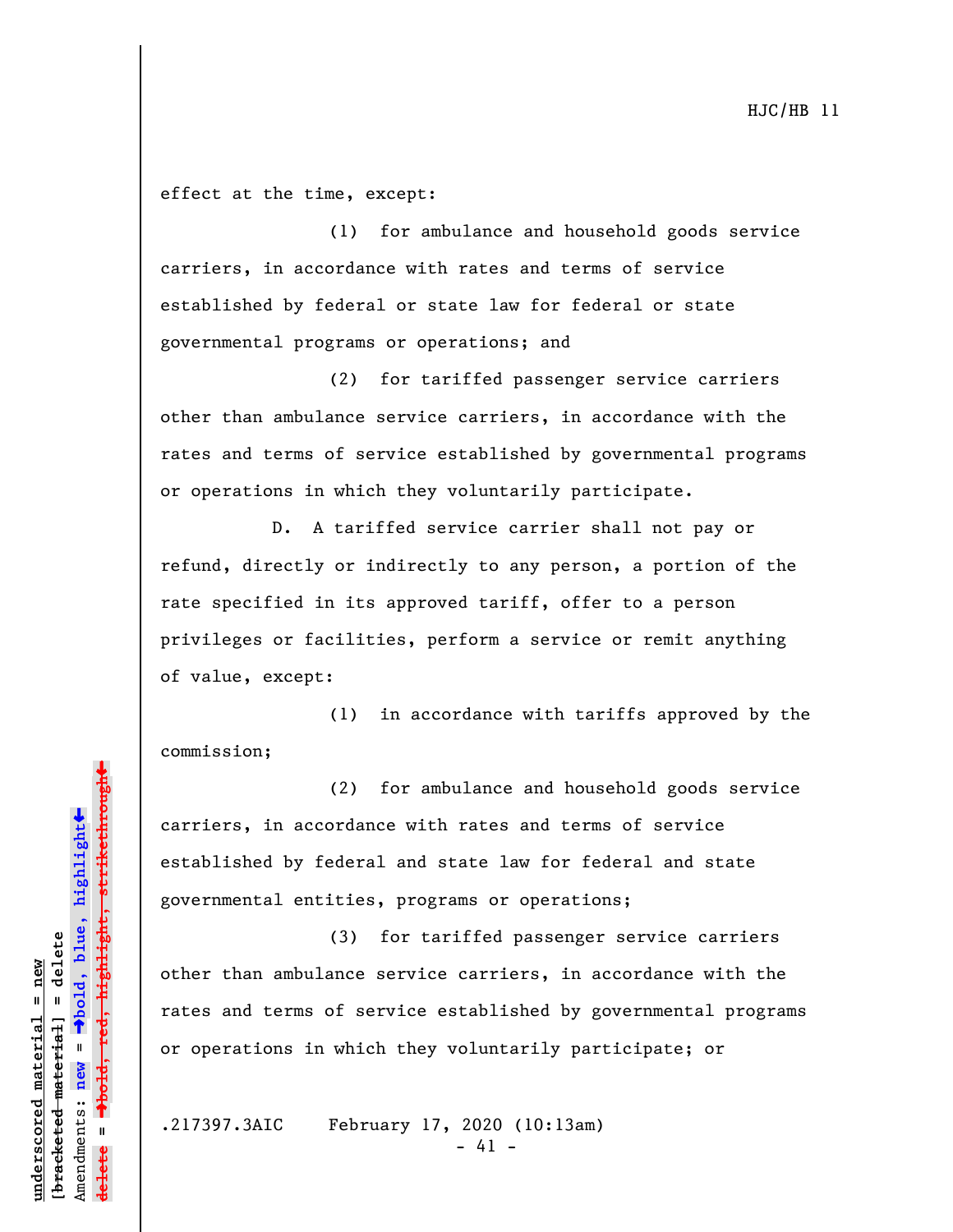effect at the time, except:

(1) for ambulance and household goods service carriers, in accordance with rates and terms of service established by federal or state law for federal or state governmental programs or operations; and

(2) for tariffed passenger service carriers other than ambulance service carriers, in accordance with the rates and terms of service established by governmental programs or operations in which they voluntarily participate.

D. A tariffed service carrier shall not pay or refund, directly or indirectly to any person, a portion of the rate specified in its approved tariff, offer to a person privileges or facilities, perform a service or remit anything of value, except:

(1) in accordance with tariffs approved by the commission;

(2) for ambulance and household goods service carriers, in accordance with rates and terms of service established by federal and state law for federal and state governmental entities, programs or operations;

(3) for tariffed passenger service carriers other than ambulance service carriers, in accordance with the rates and terms of service established by governmental programs or operations in which they voluntarily participate; or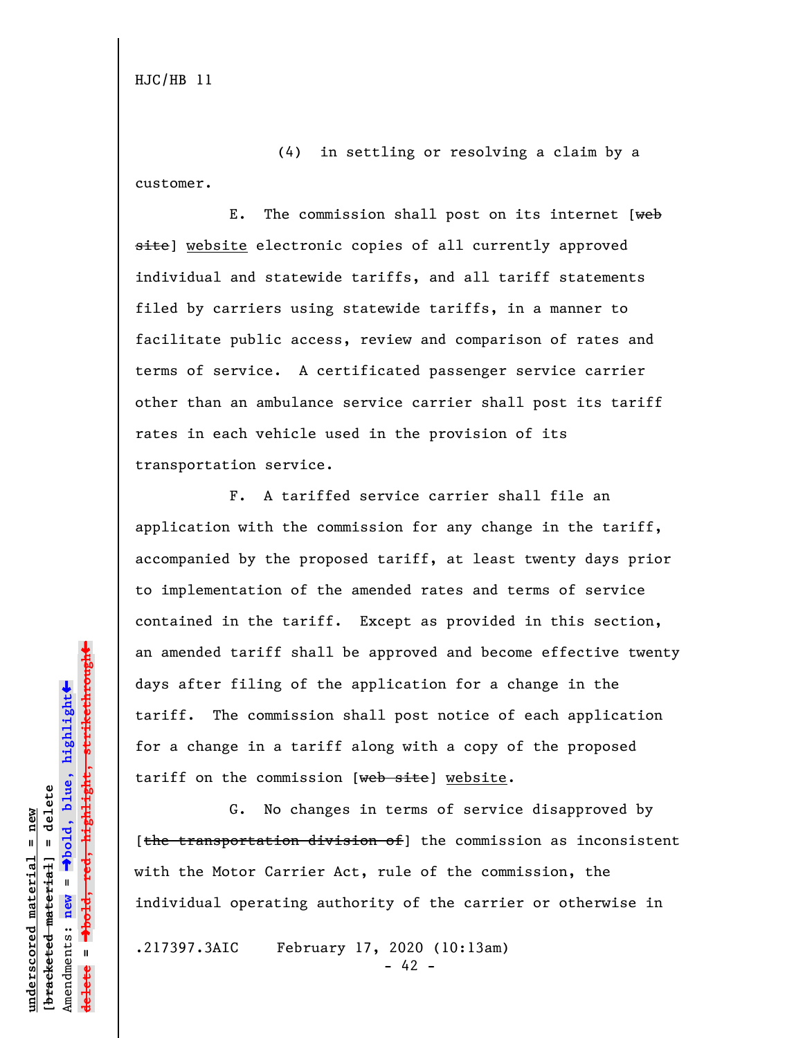(4) in settling or resolving a claim by a customer.

E. The commission shall post on its internet [~~web site~~] website electronic copies of all currently approved individual and statewide tariffs, and all tariff statements filed by carriers using statewide tariffs, in a manner to facilitate public access, review and comparison of rates and terms of service. A certificated passenger service carrier other than an ambulance service carrier shall post its tariff rates in each vehicle used in the provision of its transportation service.

F. A tariffed service carrier shall file an application with the commission for any change in the tariff, accompanied by the proposed tariff, at least twenty days prior to implementation of the amended rates and terms of service contained in the tariff. Except as provided in this section, an amended tariff shall be approved and become effective twenty days after filing of the application for a change in the tariff. The commission shall post notice of each application for a change in a tariff along with a copy of the proposed tariff on the commission [~~web site~~] website.

G. No changes in terms of service disapproved by [~~the transportation division of~~] the commission as inconsistent with the Motor Carrier Act, rule of the commission, the individual operating authority of the carrier or otherwise in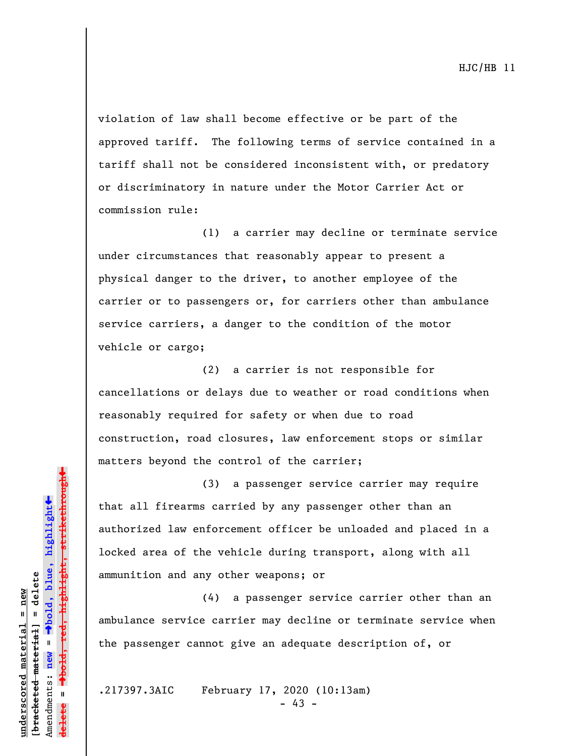violation of law shall become effective or be part of the approved tariff. The following terms of service contained in a tariff shall not be considered inconsistent with, or predatory or discriminatory in nature under the Motor Carrier Act or commission rule:

(1) a carrier may decline or terminate service under circumstances that reasonably appear to present a physical danger to the driver, to another employee of the carrier or to passengers or, for carriers other than ambulance service carriers, a danger to the condition of the motor vehicle or cargo;

(2) a carrier is not responsible for cancellations or delays due to weather or road conditions when reasonably required for safety or when due to road construction, road closures, law enforcement stops or similar matters beyond the control of the carrier;

(3) a passenger service carrier may require that all firearms carried by any passenger other than an authorized law enforcement officer be unloaded and placed in a locked area of the vehicle during transport, along with all ammunition and any other weapons; or

(4) a passenger service carrier other than an ambulance service carrier may decline or terminate service when the passenger cannot give an adequate description of, or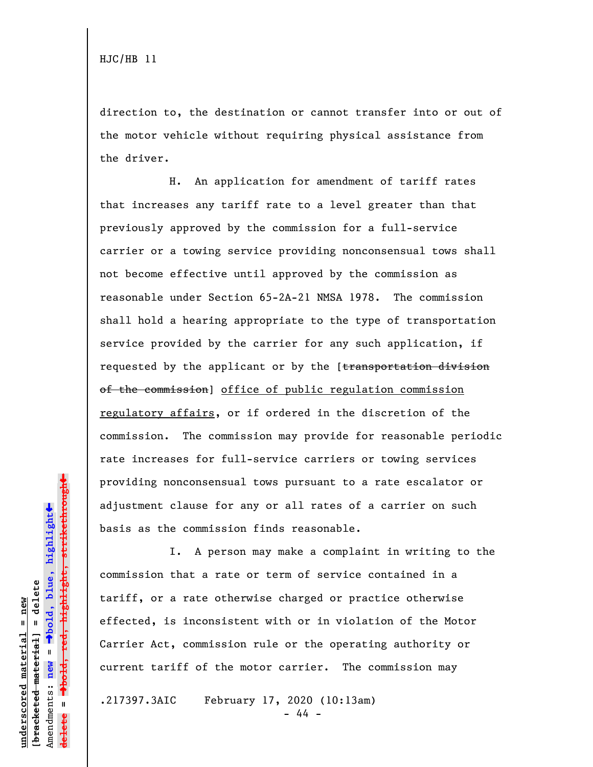direction to, the destination or cannot transfer into or out of the motor vehicle without requiring physical assistance from the driver.

H. An application for amendment of tariff rates that increases any tariff rate to a level greater than that previously approved by the commission for a full-service carrier or a towing service providing nonconsensual tows shall not become effective until approved by the commission as reasonable under Section 65-2A-21 NMSA 1978. The commission shall hold a hearing appropriate to the type of transportation service provided by the carrier for any such application, if requested by the applicant or by the [~~transportation division of the commission~~] <u>office of public regulation commission regulatory affairs</u>, or if ordered in the discretion of the commission. The commission may provide for reasonable periodic rate increases for full-service carriers or towing services providing nonconsensual tows pursuant to a rate escalator or adjustment clause for any or all rates of a carrier on such basis as the commission finds reasonable.

I. A person may make a complaint in writing to the commission that a rate or term of service contained in a tariff, or a rate otherwise charged or practice otherwise effected, is inconsistent with or in violation of the Motor Carrier Act, commission rule or the operating authority or current tariff of the motor carrier. The commission may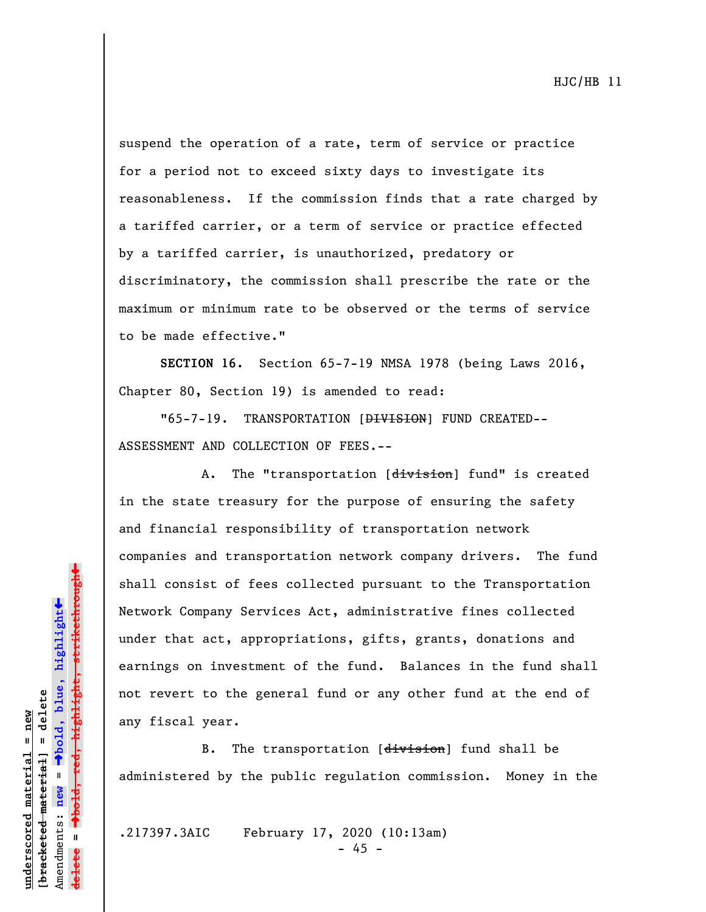suspend the operation of a rate, term of service or practice for a period not to exceed sixty days to investigate its reasonableness. If the commission finds that a rate charged by a tariffed carrier, or a term of service or practice effected by a tariffed carrier, is unauthorized, predatory or discriminatory, the commission shall prescribe the rate or the maximum or minimum rate to be observed or the terms of service to be made effective."

**SECTION 16.** Section 65-7-19 NMSA 1978 (being Laws 2016, Chapter 80, Section 19) is amended to read:

"65-7-19. TRANSPORTATION [~~DIVISION~~] FUND CREATED--ASSESSMENT AND COLLECTION OF FEES.--

A. The "transportation [~~division~~] fund" is created in the state treasury for the purpose of ensuring the safety and financial responsibility of transportation network companies and transportation network company drivers. The fund shall consist of fees collected pursuant to the Transportation Network Company Services Act, administrative fines collected under that act, appropriations, gifts, grants, donations and earnings on investment of the fund. Balances in the fund shall not revert to the general fund or any other fund at the end of any fiscal year.

B. The transportation [~~division~~] fund shall be administered by the public regulation commission. Money in the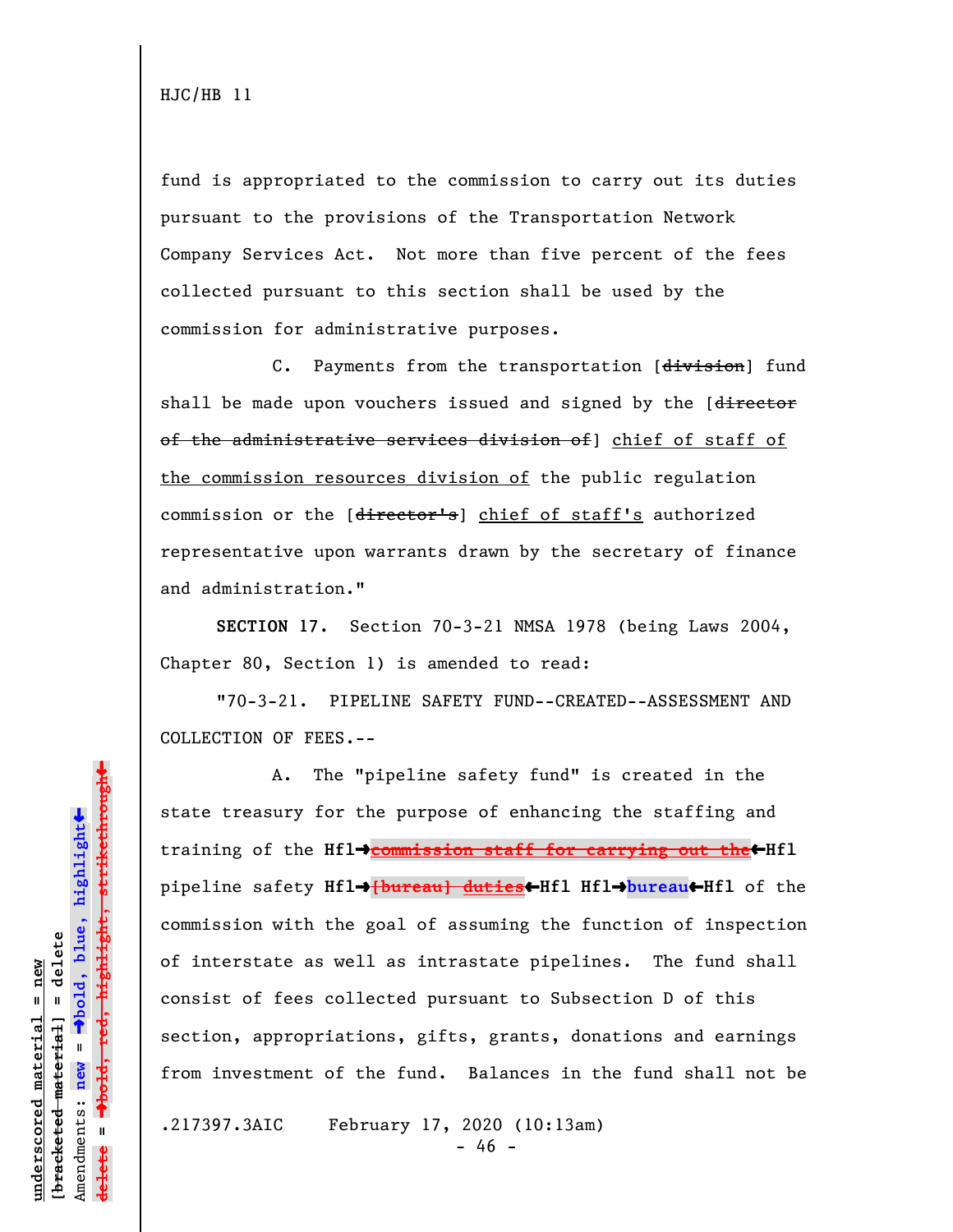HJC/HB 11

fund is appropriated to the commission to carry out its duties pursuant to the provisions of the Transportation Network Company Services Act. Not more than five percent of the fees collected pursuant to this section shall be used by the commission for administrative purposes.

C. Payments from the transportation [~~division~~] fund shall be made upon vouchers issued and signed by the [~~director of the administrative services division of~~] <u>chief of staff of the commission resources division of</u> the public regulation commission or the [~~director's~~] <u>chief of staff's</u> authorized representative upon warrants drawn by the secretary of finance and administration."

**SECTION 17.** Section 70-3-21 NMSA 1978 (being Laws 2004, Chapter 80, Section 1) is amended to read:

"70-3-21. PIPELINE SAFETY FUND--CREATED--ASSESSMENT AND COLLECTION OF FEES.--

A. The "pipeline safety fund" is created in the state treasury for the purpose of enhancing the staffing and training of the **Hfl→**~~commission staff for carrying out the~~**←Hfl** pipeline safety **Hfl→**~~[bureau] <u>duties</u>~~**←Hfl** **Hfl→bureau←Hfl** of the commission with the goal of assuming the function of inspection of interstate as well as intrastate pipelines. The fund shall consist of fees collected pursuant to Subsection D of this section, appropriations, gifts, grants, donations and earnings from investment of the fund. Balances in the fund shall not be

.217397.3AIC February 17, 2020 (10:13am)

<u>underscored material</u> = new
[~~bracketed material~~] = delete
Amendments: new = →bold, blue, highlight←
delete = →bold, red, highlight, strikethrough←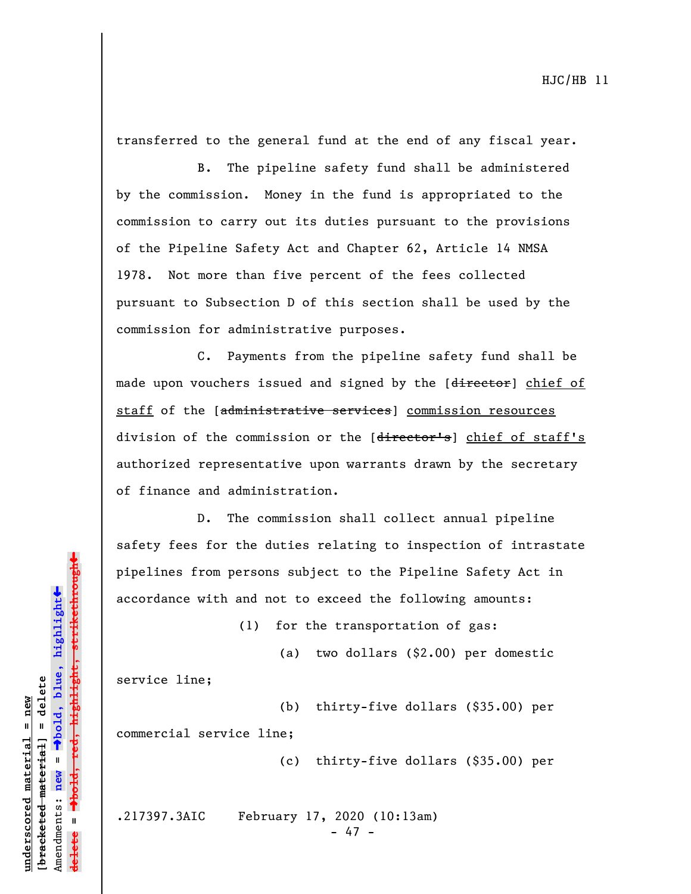transferred to the general fund at the end of any fiscal year.

B. The pipeline safety fund shall be administered by the commission. Money in the fund is appropriated to the commission to carry out its duties pursuant to the provisions of the Pipeline Safety Act and Chapter 62, Article 14 NMSA 1978. Not more than five percent of the fees collected pursuant to Subsection D of this section shall be used by the commission for administrative purposes.

C. Payments from the pipeline safety fund shall be made upon vouchers issued and signed by the [~~director~~] chief of staff of the [~~administrative services~~] commission resources division of the commission or the [~~director's~~] chief of staff's authorized representative upon warrants drawn by the secretary of finance and administration.

D. The commission shall collect annual pipeline safety fees for the duties relating to inspection of intrastate pipelines from persons subject to the Pipeline Safety Act in accordance with and not to exceed the following amounts:

(1) for the transportation of gas:

(a) two dollars ($2.00) per domestic service line;

(b) thirty-five dollars ($35.00) per commercial service line;

(c) thirty-five dollars ($35.00) per

.217397.3AIC February 17, 2020 (10:13am)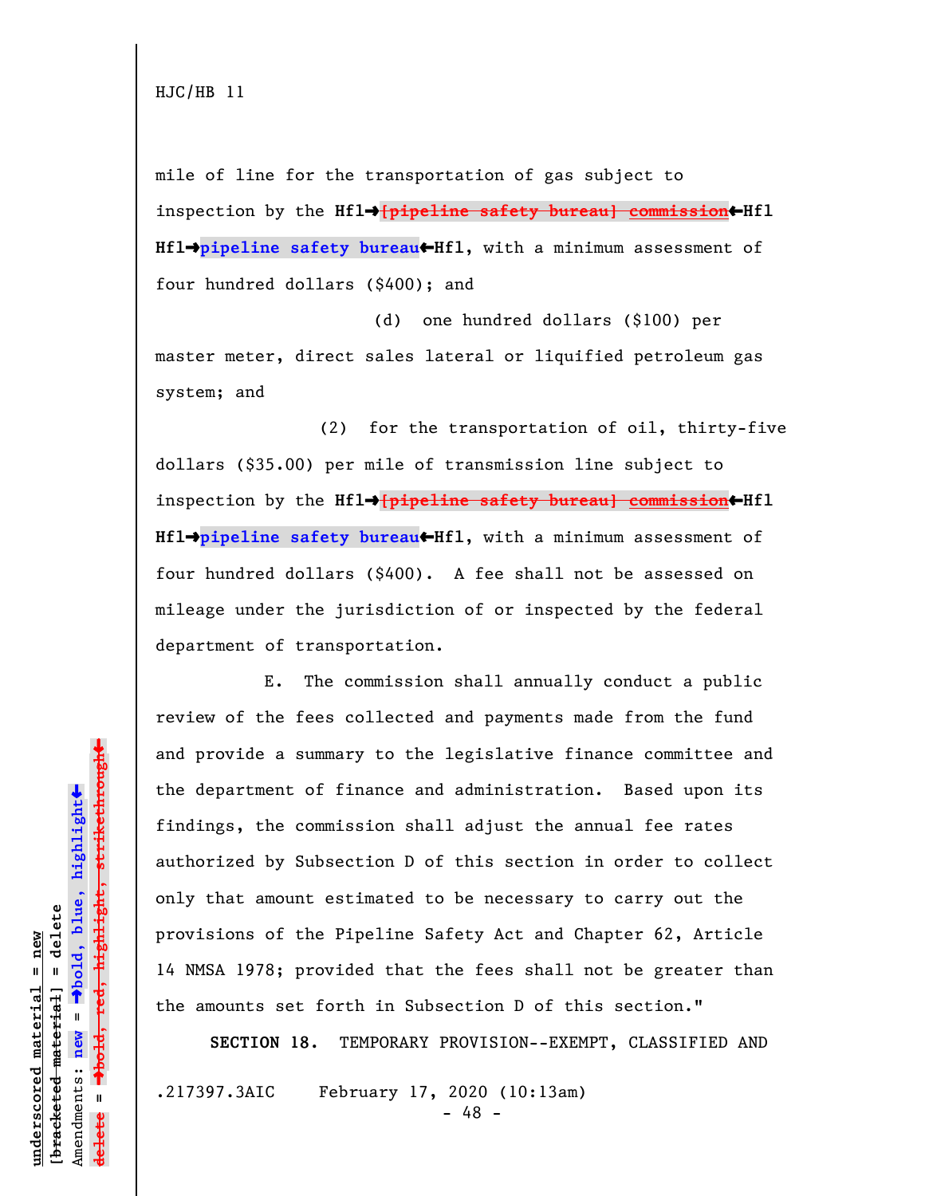mile of line for the transportation of gas subject to inspection by the Hfl→[pipeline safety bureau] commission←Hfl Hfl→pipeline safety bureau←Hfl, with a minimum assessment of four hundred dollars ($400); and

(d) one hundred dollars ($100) per master meter, direct sales lateral or liquified petroleum gas system; and

(2) for the transportation of oil, thirty-five dollars ($35.00) per mile of transmission line subject to inspection by the Hfl→[pipeline safety bureau] commission←Hfl Hfl→pipeline safety bureau←Hfl, with a minimum assessment of four hundred dollars ($400). A fee shall not be assessed on mileage under the jurisdiction of or inspected by the federal department of transportation.

E. The commission shall annually conduct a public review of the fees collected and payments made from the fund and provide a summary to the legislative finance committee and the department of finance and administration. Based upon its findings, the commission shall adjust the annual fee rates authorized by Subsection D of this section in order to collect only that amount estimated to be necessary to carry out the provisions of the Pipeline Safety Act and Chapter 62, Article 14 NMSA 1978; provided that the fees shall not be greater than the amounts set forth in Subsection D of this section."

**SECTION 18.** TEMPORARY PROVISION--EXEMPT, CLASSIFIED AND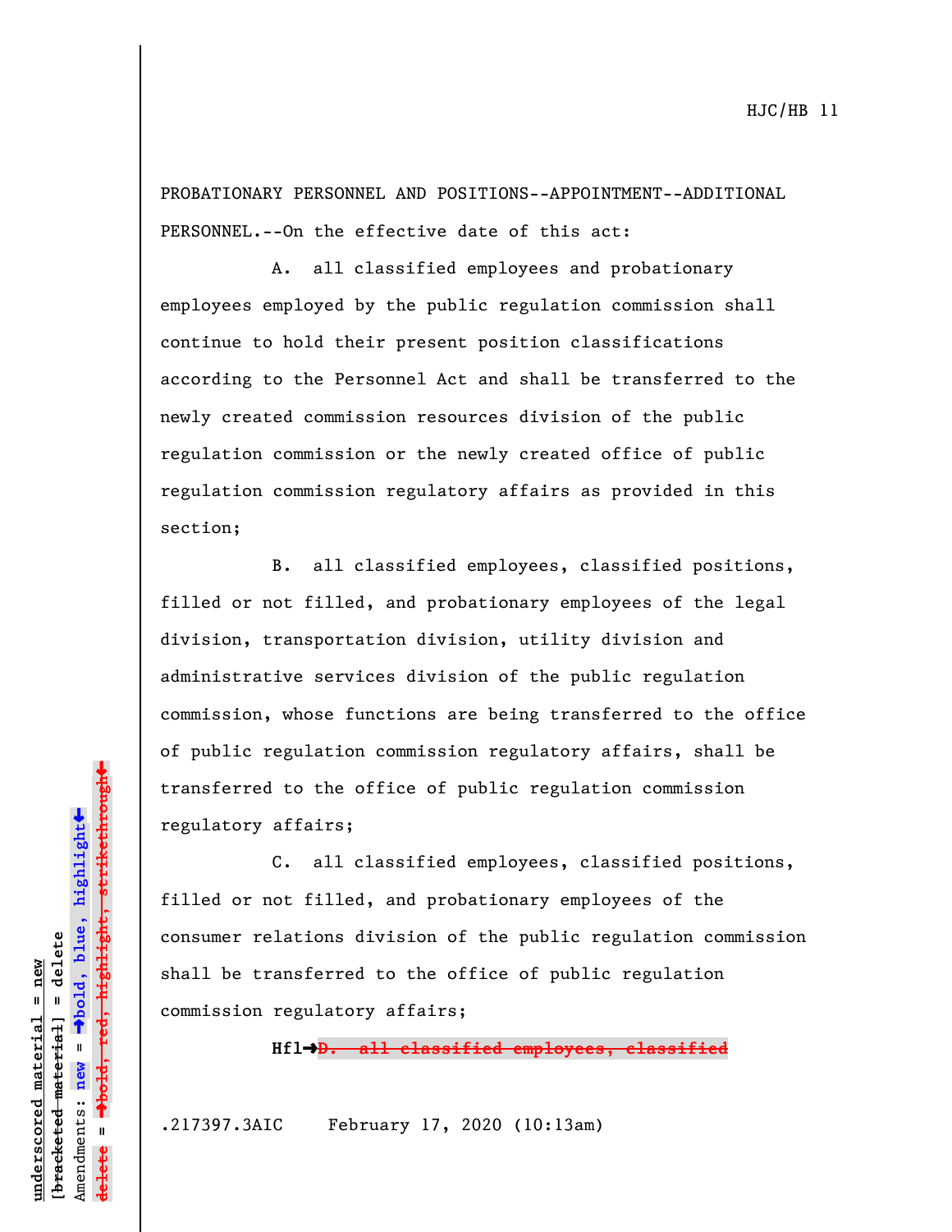PROBATIONARY PERSONNEL AND POSITIONS--APPOINTMENT--ADDITIONAL PERSONNEL.--On the effective date of this act:

A. all classified employees and probationary employees employed by the public regulation commission shall continue to hold their present position classifications according to the Personnel Act and shall be transferred to the newly created commission resources division of the public regulation commission or the newly created office of public regulation commission regulatory affairs as provided in this section;

B. all classified employees, classified positions, filled or not filled, and probationary employees of the legal division, transportation division, utility division and administrative services division of the public regulation commission, whose functions are being transferred to the office of public regulation commission regulatory affairs, shall be transferred to the office of public regulation commission regulatory affairs;

C. all classified employees, classified positions, filled or not filled, and probationary employees of the consumer relations division of the public regulation commission shall be transferred to the office of public regulation commission regulatory affairs;

**Hfl→~~D. all classified employees, classified~~**

.217397.3AIC February 17, 2020 (10:13am)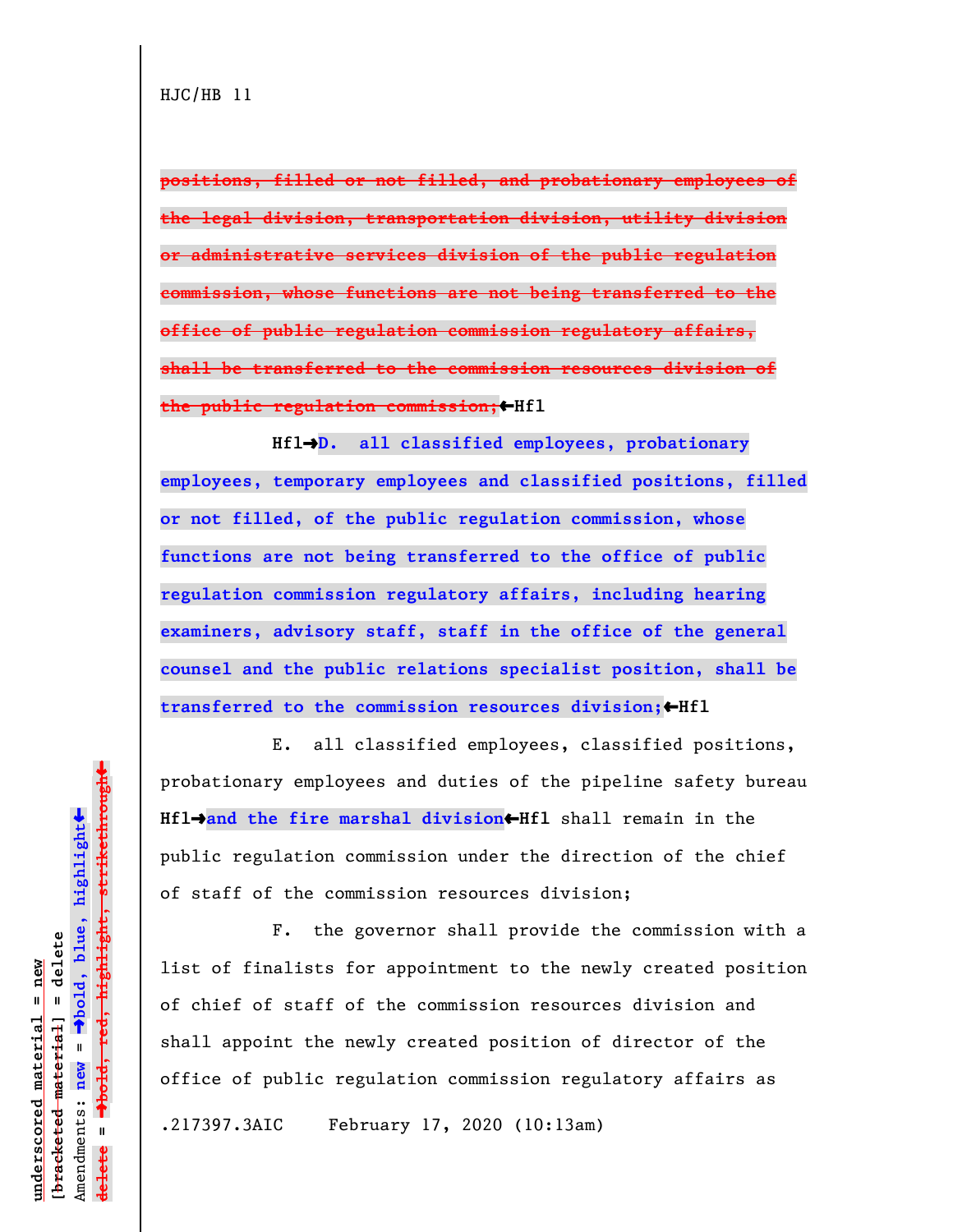~~positions, filled or not filled, and probationary employees of the legal division, transportation division, utility division or administrative services division of the public regulation commission, whose functions are not being transferred to the office of public regulation commission regulatory affairs, shall be transferred to the commission resources division of the public regulation commission;~~←Hfl

Hfl→**D. all classified employees, probationary employees, temporary employees and classified positions, filled or not filled, of the public regulation commission, whose functions are not being transferred to the office of public regulation commission regulatory affairs, including hearing examiners, advisory staff, staff in the office of the general counsel and the public relations specialist position, shall be transferred to the commission resources division;**←Hfl

E. all classified employees, classified positions, probationary employees and duties of the pipeline safety bureau Hfl→**and the fire marshal division**←Hfl shall remain in the public regulation commission under the direction of the chief of staff of the commission resources division;

F. the governor shall provide the commission with a list of finalists for appointment to the newly created position of chief of staff of the commission resources division and shall appoint the newly created position of director of the office of public regulation commission regulatory affairs as

.217397.3AIC February 17, 2020 (10:13am)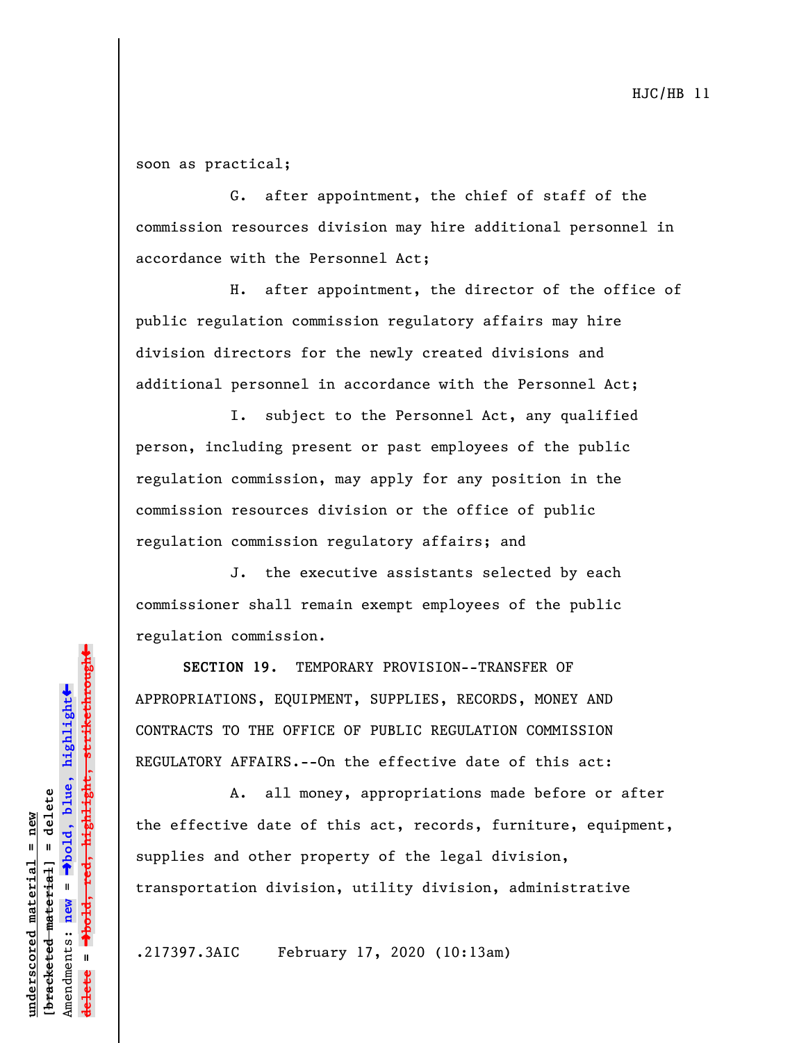soon as practical;

G. after appointment, the chief of staff of the commission resources division may hire additional personnel in accordance with the Personnel Act;

H. after appointment, the director of the office of public regulation commission regulatory affairs may hire division directors for the newly created divisions and additional personnel in accordance with the Personnel Act;

I. subject to the Personnel Act, any qualified person, including present or past employees of the public regulation commission, may apply for any position in the commission resources division or the office of public regulation commission regulatory affairs; and

J. the executive assistants selected by each commissioner shall remain exempt employees of the public regulation commission.

**SECTION 19.** TEMPORARY PROVISION--TRANSFER OF APPROPRIATIONS, EQUIPMENT, SUPPLIES, RECORDS, MONEY AND CONTRACTS TO THE OFFICE OF PUBLIC REGULATION COMMISSION REGULATORY AFFAIRS.--On the effective date of this act:

A. all money, appropriations made before or after the effective date of this act, records, furniture, equipment, supplies and other property of the legal division, transportation division, utility division, administrative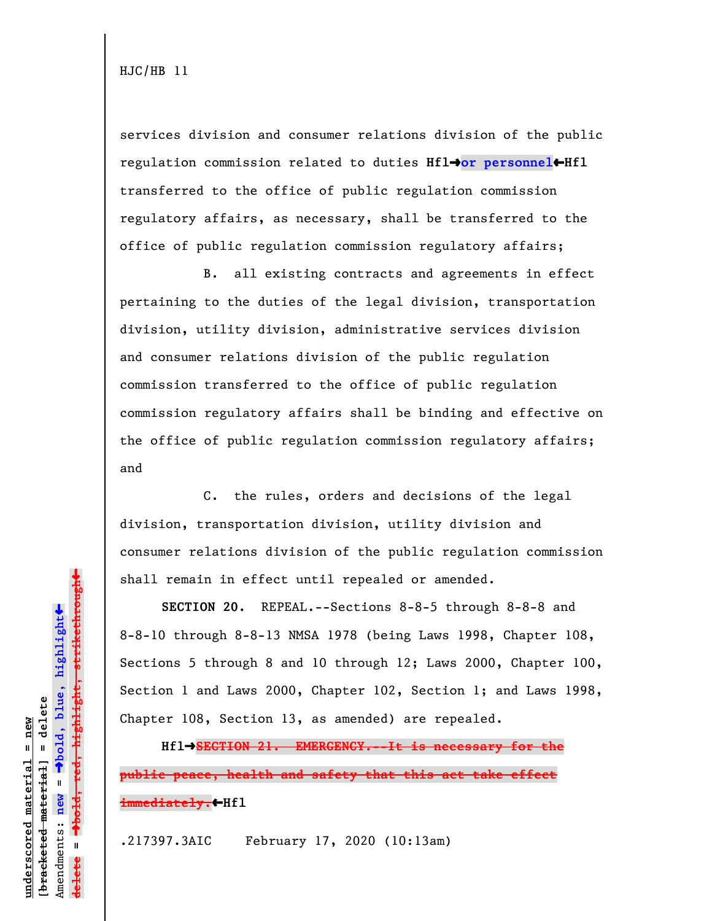services division and consumer relations division of the public regulation commission related to duties **Hfl→or personnel←Hfl** transferred to the office of public regulation commission regulatory affairs, as necessary, shall be transferred to the office of public regulation commission regulatory affairs;

B. all existing contracts and agreements in effect pertaining to the duties of the legal division, transportation division, utility division, administrative services division and consumer relations division of the public regulation commission transferred to the office of public regulation commission regulatory affairs shall be binding and effective on the office of public regulation commission regulatory affairs; and

C. the rules, orders and decisions of the legal division, transportation division, utility division and consumer relations division of the public regulation commission shall remain in effect until repealed or amended.

**SECTION 20.** REPEAL.--Sections 8-8-5 through 8-8-8 and 8-8-10 through 8-8-13 NMSA 1978 (being Laws 1998, Chapter 108, Sections 5 through 8 and 10 through 12; Laws 2000, Chapter 100, Section 1 and Laws 2000, Chapter 102, Section 1; and Laws 1998, Chapter 108, Section 13, as amended) are repealed.

**Hfl→**~~**SECTION 21. EMERGENCY.--It is necessary for the public peace, health and safety that this act take effect immediately.**~~**←Hfl**

.217397.3AIC February 17, 2020 (10:13am)

underscored material = new
[bracketed material] = delete
Amendments: new = →bold, blue, highlight←
delete = →bold, red, highlight, strikethrough←